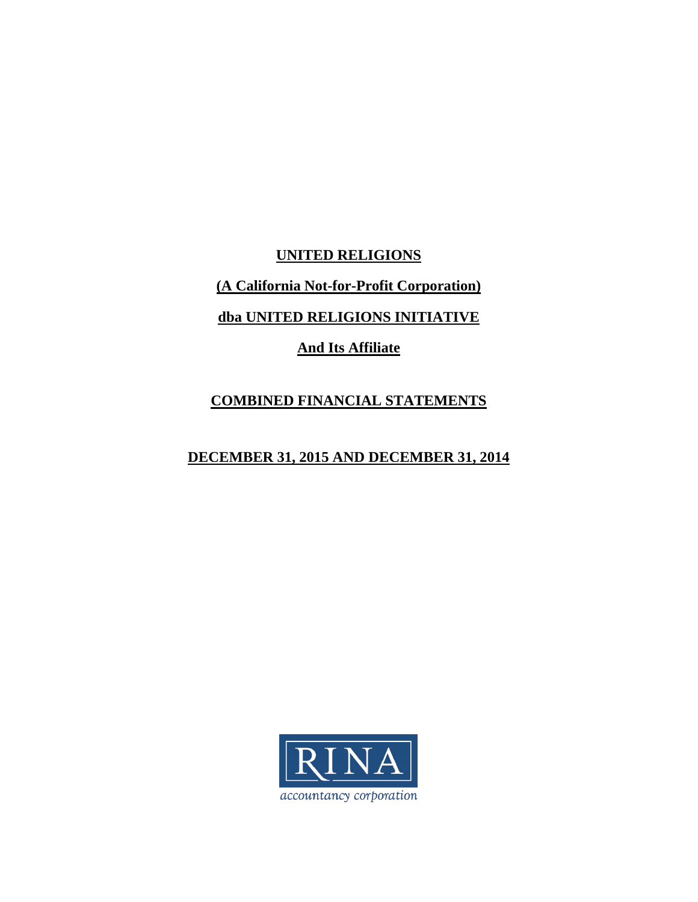**UNITED RELIGIONS**

**(A California Not-for-Profit Corporation)**

**dba UNITED RELIGIONS INITIATIVE**

**And Its Affiliate**

# COMBINED FINANCIAL STATEMENTS

## DECEMBER 31, 2015 AND DECEMBER 31, 2014

RINA

*accountancy corporation*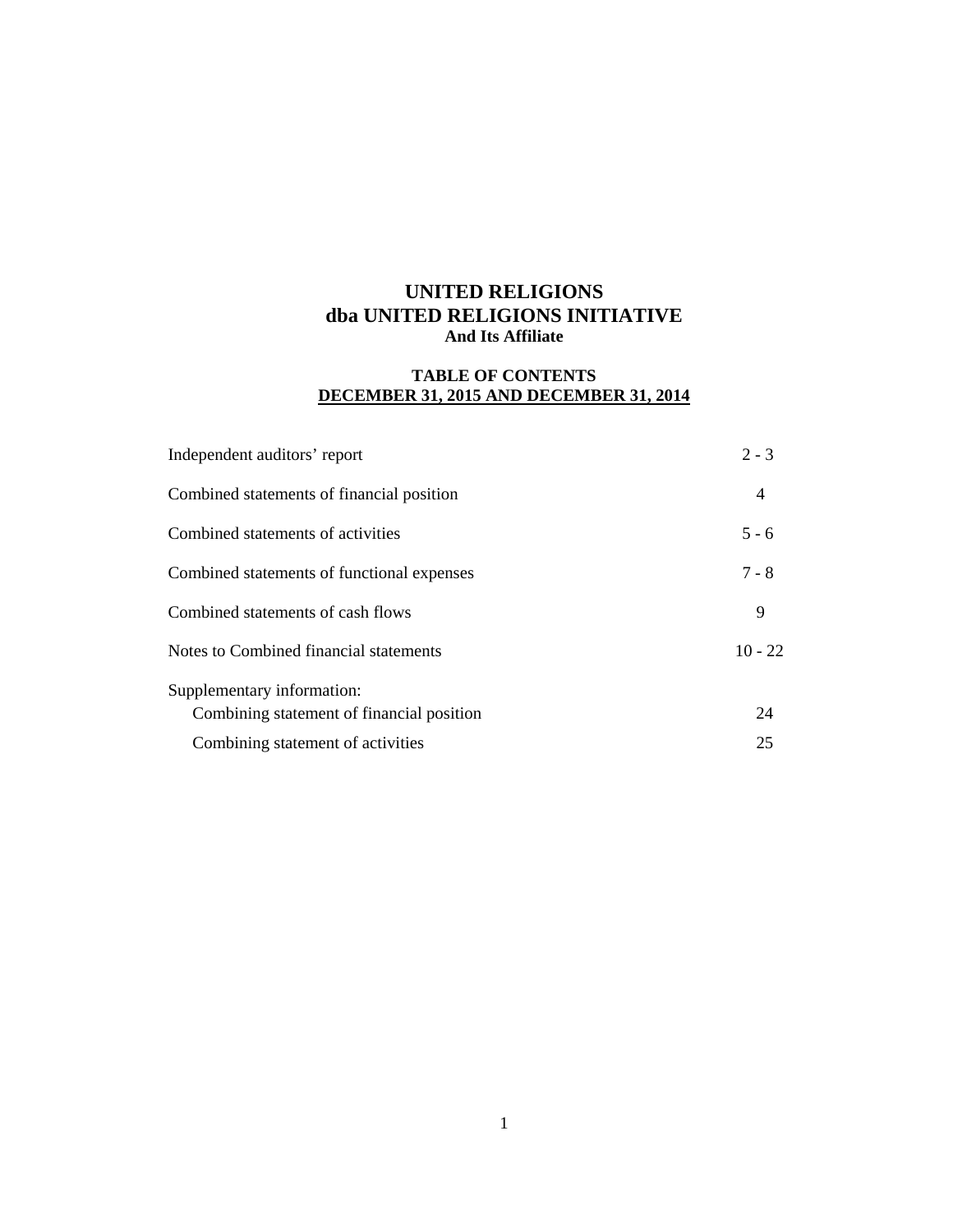# UNITED RELIGIONS
# dba UNITED RELIGIONS INITIATIVE
### And Its Affiliate

## TABLE OF CONTENTS
## DECEMBER 31, 2015 AND DECEMBER 31, 2014

| | |
|---|---|
| Independent auditors' report | 2 - 3 |
| Combined statements of financial position | 4 |
| Combined statements of activities | 5 - 6 |
| Combined statements of functional expenses | 7 - 8 |
| Combined statements of cash flows | 9 |
| Notes to Combined financial statements | 10 - 22 |
| Supplementary information: | |
| Combining statement of financial position | 24 |
| Combining statement of activities | 25 |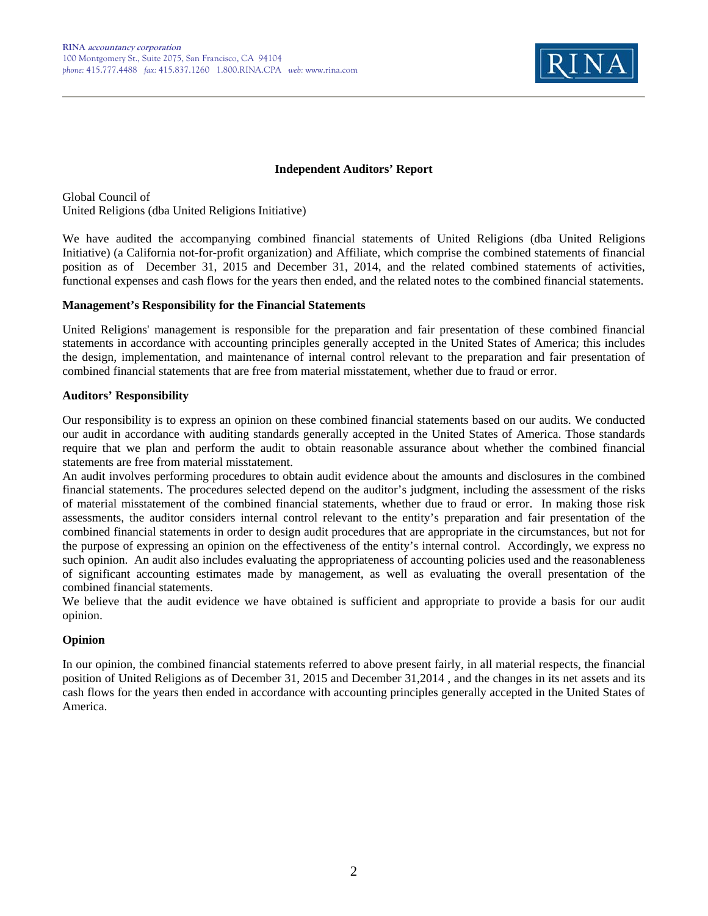RINA *accountancy corporation*
100 Montgomery St., Suite 2075, San Francisco, CA 94104
*phone:* 415.777.4488 *fax:* 415.837.1260 1.800.RINA.CPA *web:* www.rina.com

RINA

## Independent Auditors' Report

Global Council of
United Religions (dba United Religions Initiative)

We have audited the accompanying combined financial statements of United Religions (dba United Religions Initiative) (a California not-for-profit organization) and Affiliate, which comprise the combined statements of financial position as of December 31, 2015 and December 31, 2014, and the related combined statements of activities, functional expenses and cash flows for the years then ended, and the related notes to the combined financial statements.

### Management's Responsibility for the Financial Statements

United Religions' management is responsible for the preparation and fair presentation of these combined financial statements in accordance with accounting principles generally accepted in the United States of America; this includes the design, implementation, and maintenance of internal control relevant to the preparation and fair presentation of combined financial statements that are free from material misstatement, whether due to fraud or error.

### Auditors' Responsibility

Our responsibility is to express an opinion on these combined financial statements based on our audits. We conducted our audit in accordance with auditing standards generally accepted in the United States of America. Those standards require that we plan and perform the audit to obtain reasonable assurance about whether the combined financial statements are free from material misstatement.

An audit involves performing procedures to obtain audit evidence about the amounts and disclosures in the combined financial statements. The procedures selected depend on the auditor's judgment, including the assessment of the risks of material misstatement of the combined financial statements, whether due to fraud or error. In making those risk assessments, the auditor considers internal control relevant to the entity's preparation and fair presentation of the combined financial statements in order to design audit procedures that are appropriate in the circumstances, but not for the purpose of expressing an opinion on the effectiveness of the entity's internal control. Accordingly, we express no such opinion. An audit also includes evaluating the appropriateness of accounting policies used and the reasonableness of significant accounting estimates made by management, as well as evaluating the overall presentation of the combined financial statements.

We believe that the audit evidence we have obtained is sufficient and appropriate to provide a basis for our audit opinion.

### Opinion

In our opinion, the combined financial statements referred to above present fairly, in all material respects, the financial position of United Religions as of December 31, 2015 and December 31,2014 , and the changes in its net assets and its cash flows for the years then ended in accordance with accounting principles generally accepted in the United States of America.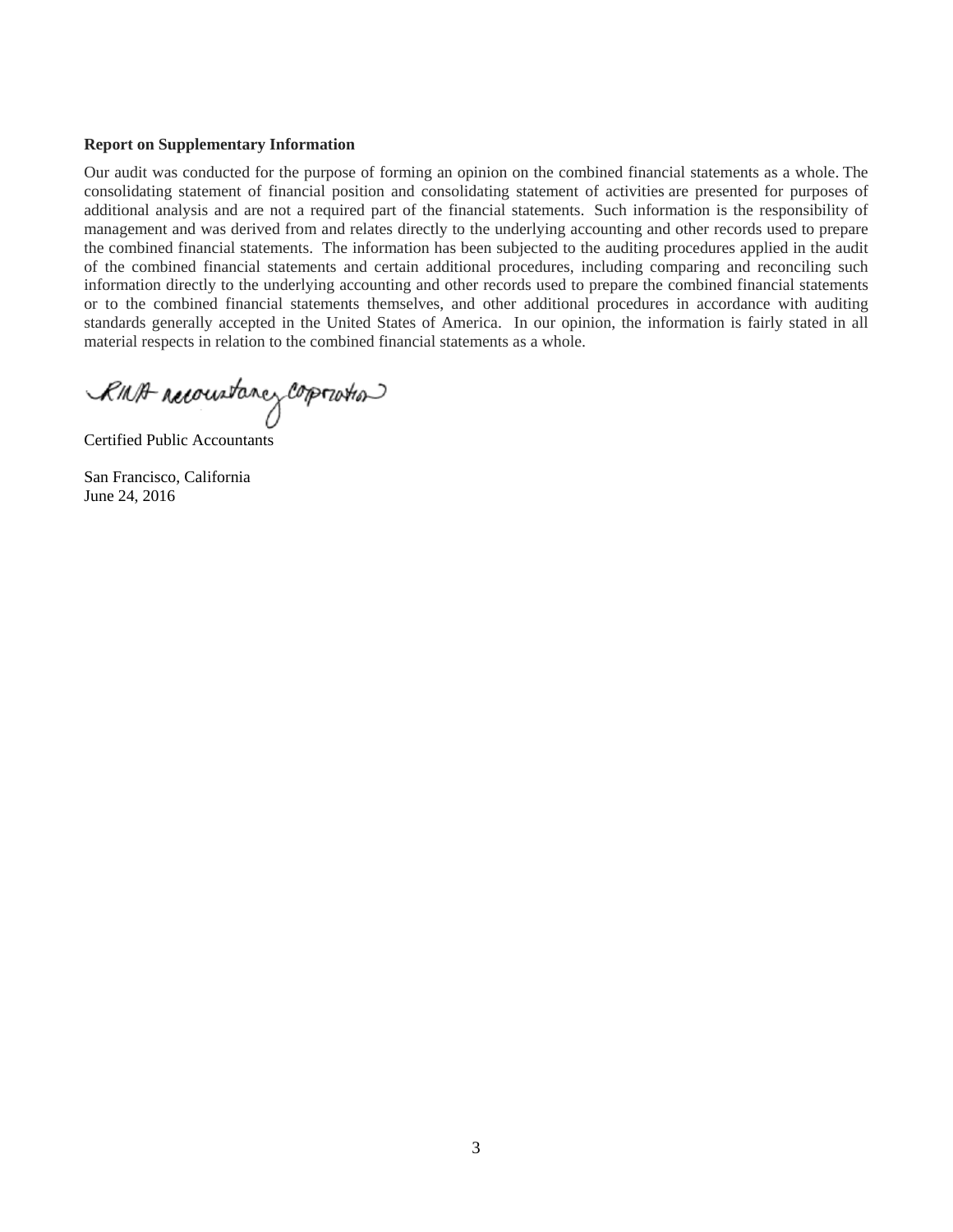**Report on Supplementary Information**

Our audit was conducted for the purpose of forming an opinion on the combined financial statements as a whole. The consolidating statement of financial position and consolidating statement of activities are presented for purposes of additional analysis and are not a required part of the financial statements. Such information is the responsibility of management and was derived from and relates directly to the underlying accounting and other records used to prepare the combined financial statements. The information has been subjected to the auditing procedures applied in the audit of the combined financial statements and certain additional procedures, including comparing and reconciling such information directly to the underlying accounting and other records used to prepare the combined financial statements or to the combined financial statements themselves, and other additional procedures in accordance with auditing standards generally accepted in the United States of America. In our opinion, the information is fairly stated in all material respects in relation to the combined financial statements as a whole.

RINA accountancy corporation

Certified Public Accountants

San Francisco, California
June 24, 2016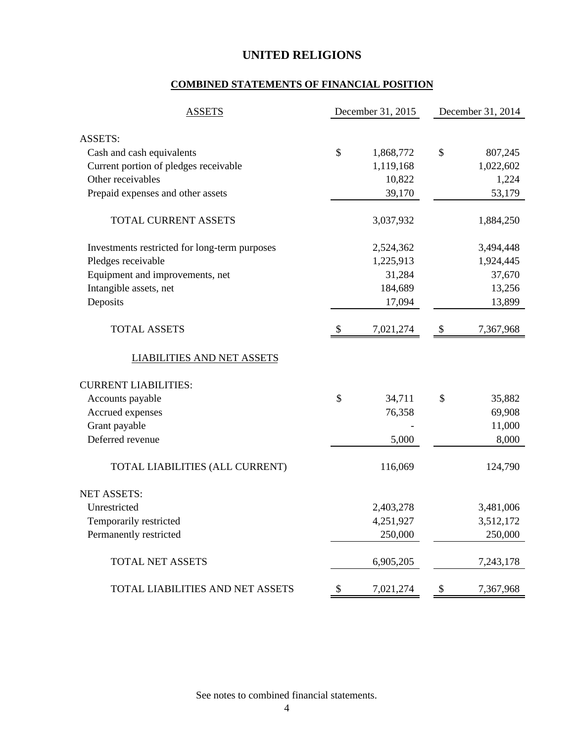# UNITED RELIGIONS

## COMBINED STATEMENTS OF FINANCIAL POSITION

| ASSETS | December 31, 2015 | December 31, 2014 |
|---|---|---|
| ASSETS: | | |
| Cash and cash equivalents | $ 1,868,772 | $ 807,245 |
| Current portion of pledges receivable | 1,119,168 | 1,022,602 |
| Other receivables | 10,822 | 1,224 |
| Prepaid expenses and other assets | 39,170 | 53,179 |
| TOTAL CURRENT ASSETS | 3,037,932 | 1,884,250 |
| Investments restricted for long-term purposes | 2,524,362 | 3,494,448 |
| Pledges receivable | 1,225,913 | 1,924,445 |
| Equipment and improvements, net | 31,284 | 37,670 |
| Intangible assets, net | 184,689 | 13,256 |
| Deposits | 17,094 | 13,899 |
| TOTAL ASSETS | $ 7,021,274 | $ 7,367,968 |
| LIABILITIES AND NET ASSETS | | |
| CURRENT LIABILITIES: | | |
| Accounts payable | $ 34,711 | $ 35,882 |
| Accrued expenses | 76,358 | 69,908 |
| Grant payable | - | 11,000 |
| Deferred revenue | 5,000 | 8,000 |
| TOTAL LIABILITIES (ALL CURRENT) | 116,069 | 124,790 |
| NET ASSETS: | | |
| Unrestricted | 2,403,278 | 3,481,006 |
| Temporarily restricted | 4,251,927 | 3,512,172 |
| Permanently restricted | 250,000 | 250,000 |
| TOTAL NET ASSETS | 6,905,205 | 7,243,178 |
| TOTAL LIABILITIES AND NET ASSETS | $ 7,021,274 | $ 7,367,968 |

See notes to combined financial statements.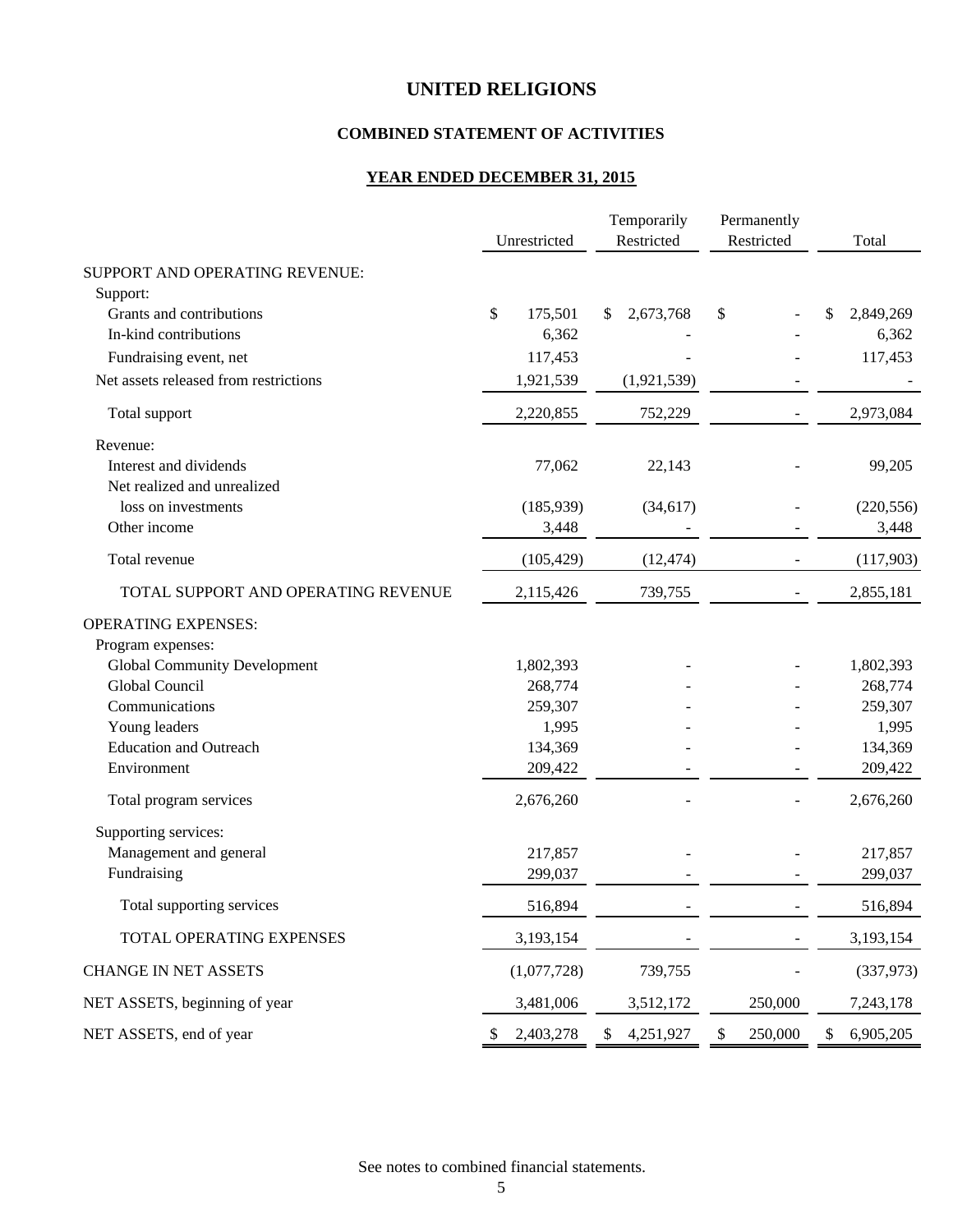# UNITED RELIGIONS

## COMBINED STATEMENT OF ACTIVITIES

### YEAR ENDED DECEMBER 31, 2015

| | Unrestricted | Temporarily Restricted | Permanently Restricted | Total |
|---|---|---|---|---|
| SUPPORT AND OPERATING REVENUE: | | | | |
| Support: | | | | |
| Grants and contributions | $ 175,501 | $ 2,673,768 | $ - | $ 2,849,269 |
| In-kind contributions | 6,362 | - | - | 6,362 |
| Fundraising event, net | 117,453 | - | - | 117,453 |
| Net assets released from restrictions | 1,921,539 | (1,921,539) | - | - |
| Total support | 2,220,855 | 752,229 | - | 2,973,084 |
| Revenue: | | | | |
| Interest and dividends | 77,062 | 22,143 | - | 99,205 |
| Net realized and unrealized loss on investments | (185,939) | (34,617) | - | (220,556) |
| Other income | 3,448 | - | - | 3,448 |
| Total revenue | (105,429) | (12,474) | - | (117,903) |
| TOTAL SUPPORT AND OPERATING REVENUE | 2,115,426 | 739,755 | - | 2,855,181 |
| OPERATING EXPENSES: | | | | |
| Program expenses: | | | | |
| Global Community Development | 1,802,393 | - | - | 1,802,393 |
| Global Council | 268,774 | - | - | 268,774 |
| Communications | 259,307 | - | - | 259,307 |
| Young leaders | 1,995 | - | - | 1,995 |
| Education and Outreach | 134,369 | - | - | 134,369 |
| Environment | 209,422 | - | - | 209,422 |
| Total program services | 2,676,260 | - | - | 2,676,260 |
| Supporting services: | | | | |
| Management and general | 217,857 | - | - | 217,857 |
| Fundraising | 299,037 | - | - | 299,037 |
| Total supporting services | 516,894 | - | - | 516,894 |
| TOTAL OPERATING EXPENSES | 3,193,154 | - | - | 3,193,154 |
| CHANGE IN NET ASSETS | (1,077,728) | 739,755 | - | (337,973) |
| NET ASSETS, beginning of year | 3,481,006 | 3,512,172 | 250,000 | 7,243,178 |
| NET ASSETS, end of year | $ 2,403,278 | $ 4,251,927 | $ 250,000 | $ 6,905,205 |

See notes to combined financial statements.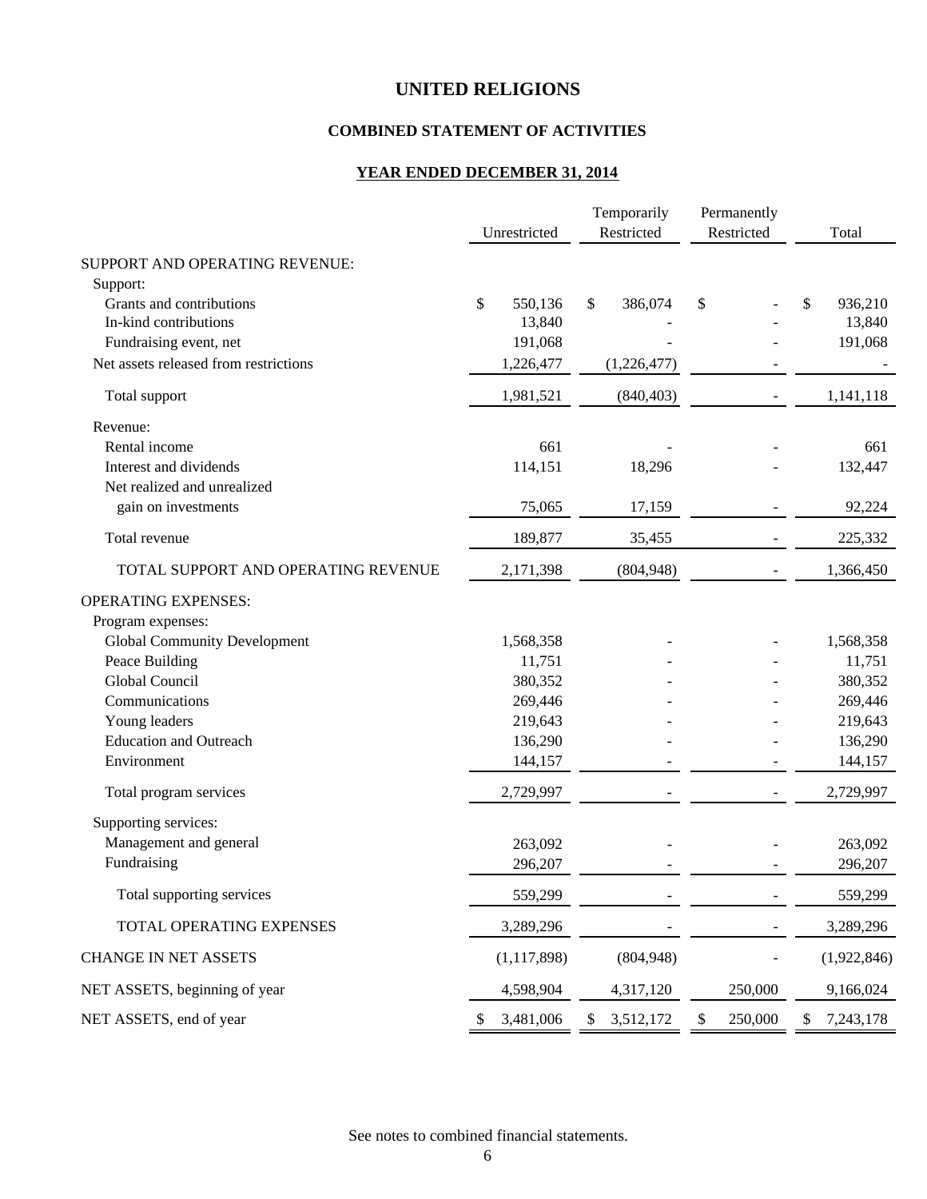# UNITED RELIGIONS

## COMBINED STATEMENT OF ACTIVITIES

### YEAR ENDED DECEMBER 31, 2014

| | Unrestricted | Temporarily Restricted | Permanently Restricted | Total |
|---|---|---|---|---|
| SUPPORT AND OPERATING REVENUE: | | | | |
| Support: | | | | |
| Grants and contributions | $ 550,136 | $ 386,074 | $ - | $ 936,210 |
| In-kind contributions | 13,840 | - | - | 13,840 |
| Fundraising event, net | 191,068 | - | - | 191,068 |
| Net assets released from restrictions | 1,226,477 | (1,226,477) | - | - |
| Total support | 1,981,521 | (840,403) | - | 1,141,118 |
| Revenue: | | | | |
| Rental income | 661 | - | - | 661 |
| Interest and dividends | 114,151 | 18,296 | - | 132,447 |
| Net realized and unrealized gain on investments | 75,065 | 17,159 | - | 92,224 |
| Total revenue | 189,877 | 35,455 | - | 225,332 |
| TOTAL SUPPORT AND OPERATING REVENUE | 2,171,398 | (804,948) | - | 1,366,450 |
| OPERATING EXPENSES: | | | | |
| Program expenses: | | | | |
| Global Community Development | 1,568,358 | - | - | 1,568,358 |
| Peace Building | 11,751 | - | - | 11,751 |
| Global Council | 380,352 | - | - | 380,352 |
| Communications | 269,446 | - | - | 269,446 |
| Young leaders | 219,643 | - | - | 219,643 |
| Education and Outreach | 136,290 | - | - | 136,290 |
| Environment | 144,157 | - | - | 144,157 |
| Total program services | 2,729,997 | - | - | 2,729,997 |
| Supporting services: | | | | |
| Management and general | 263,092 | - | - | 263,092 |
| Fundraising | 296,207 | - | - | 296,207 |
| Total supporting services | 559,299 | - | - | 559,299 |
| TOTAL OPERATING EXPENSES | 3,289,296 | - | - | 3,289,296 |
| CHANGE IN NET ASSETS | (1,117,898) | (804,948) | - | (1,922,846) |
| NET ASSETS, beginning of year | 4,598,904 | 4,317,120 | 250,000 | 9,166,024 |
| NET ASSETS, end of year | $ 3,481,006 | $ 3,512,172 | $ 250,000 | $ 7,243,178 |

See notes to combined financial statements.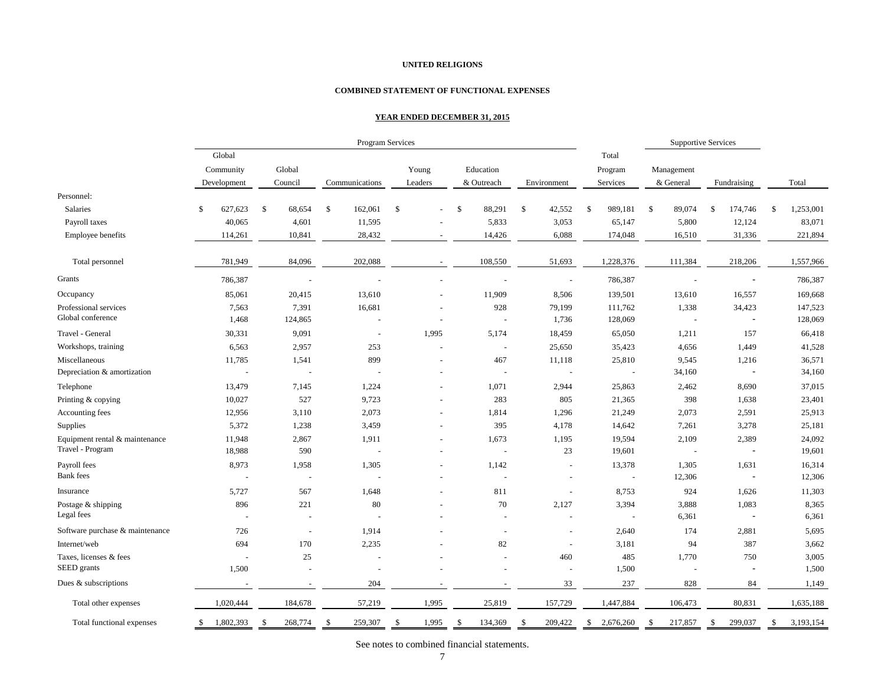**UNITED RELIGIONS**

**COMBINED STATEMENT OF FUNCTIONAL EXPENSES**

**YEAR ENDED DECEMBER 31, 2015**

| | Program Services | | | | | | | Supportive Services | | |
|---|---|---|---|---|---|---|---|---|---|---|
| | Global Community Development | Global Council | Communications | Young Leaders | Education & Outreach | Environment | Total Program Services | Management & General | Fundraising | Total |
| Personnel: | | | | | | | | | | |
| Salaries | $ 627,623 | $ 68,654 | $ 162,061 | $ - | $ 88,291 | $ 42,552 | $ 989,181 | $ 89,074 | $ 174,746 | $ 1,253,001 |
| Payroll taxes | 40,065 | 4,601 | 11,595 | - | 5,833 | 3,053 | 65,147 | 5,800 | 12,124 | 83,071 |
| Employee benefits | 114,261 | 10,841 | 28,432 | - | 14,426 | 6,088 | 174,048 | 16,510 | 31,336 | 221,894 |
| Total personnel | 781,949 | 84,096 | 202,088 | - | 108,550 | 51,693 | 1,228,376 | 111,384 | 218,206 | 1,557,966 |
| Grants | 786,387 | - | - | - | - | - | 786,387 | - | - | 786,387 |
| Occupancy | 85,061 | 20,415 | 13,610 | - | 11,909 | 8,506 | 139,501 | 13,610 | 16,557 | 169,668 |
| Professional services | 7,563 | 7,391 | 16,681 | - | 928 | 79,199 | 111,762 | 1,338 | 34,423 | 147,523 |
| Global conference | 1,468 | 124,865 | - | - | - | 1,736 | 128,069 | - | - | 128,069 |
| Travel - General | 30,331 | 9,091 | - | 1,995 | 5,174 | 18,459 | 65,050 | 1,211 | 157 | 66,418 |
| Workshops, training | 6,563 | 2,957 | 253 | - | - | 25,650 | 35,423 | 4,656 | 1,449 | 41,528 |
| Miscellaneous | 11,785 | 1,541 | 899 | - | 467 | 11,118 | 25,810 | 9,545 | 1,216 | 36,571 |
| Depreciation & amortization | - | - | - | - | - | - | - | 34,160 | - | 34,160 |
| Telephone | 13,479 | 7,145 | 1,224 | - | 1,071 | 2,944 | 25,863 | 2,462 | 8,690 | 37,015 |
| Printing & copying | 10,027 | 527 | 9,723 | - | 283 | 805 | 21,365 | 398 | 1,638 | 23,401 |
| Accounting fees | 12,956 | 3,110 | 2,073 | - | 1,814 | 1,296 | 21,249 | 2,073 | 2,591 | 25,913 |
| Supplies | 5,372 | 1,238 | 3,459 | - | 395 | 4,178 | 14,642 | 7,261 | 3,278 | 25,181 |
| Equipment rental & maintenance | 11,948 | 2,867 | 1,911 | - | 1,673 | 1,195 | 19,594 | 2,109 | 2,389 | 24,092 |
| Travel - Program | 18,988 | 590 | - | - | - | 23 | 19,601 | - | - | 19,601 |
| Payroll fees | 8,973 | 1,958 | 1,305 | - | 1,142 | - | 13,378 | 1,305 | 1,631 | 16,314 |
| Bank fees | - | - | - | - | - | - | - | 12,306 | - | 12,306 |
| Insurance | 5,727 | 567 | 1,648 | - | 811 | - | 8,753 | 924 | 1,626 | 11,303 |
| Postage & shipping | 896 | 221 | 80 | - | 70 | 2,127 | 3,394 | 3,888 | 1,083 | 8,365 |
| Legal fees | - | - | - | - | - | - | - | 6,361 | - | 6,361 |
| Software purchase & maintenance | 726 | - | 1,914 | - | - | - | 2,640 | 174 | 2,881 | 5,695 |
| Internet/web | 694 | 170 | 2,235 | - | 82 | - | 3,181 | 94 | 387 | 3,662 |
| Taxes, licenses & fees | - | 25 | - | - | - | 460 | 485 | 1,770 | 750 | 3,005 |
| SEED grants | 1,500 | - | - | - | - | - | 1,500 | - | - | 1,500 |
| Dues & subscriptions | - | - | 204 | - | - | 33 | 237 | 828 | 84 | 1,149 |
| Total other expenses | 1,020,444 | 184,678 | 57,219 | 1,995 | 25,819 | 157,729 | 1,447,884 | 106,473 | 80,831 | 1,635,188 |
| Total functional expenses | $ 1,802,393 | $ 268,774 | $ 259,307 | $ 1,995 | $ 134,369 | $ 209,422 | $ 2,676,260 | $ 217,857 | $ 299,037 | $ 3,193,154 |

See notes to combined financial statements.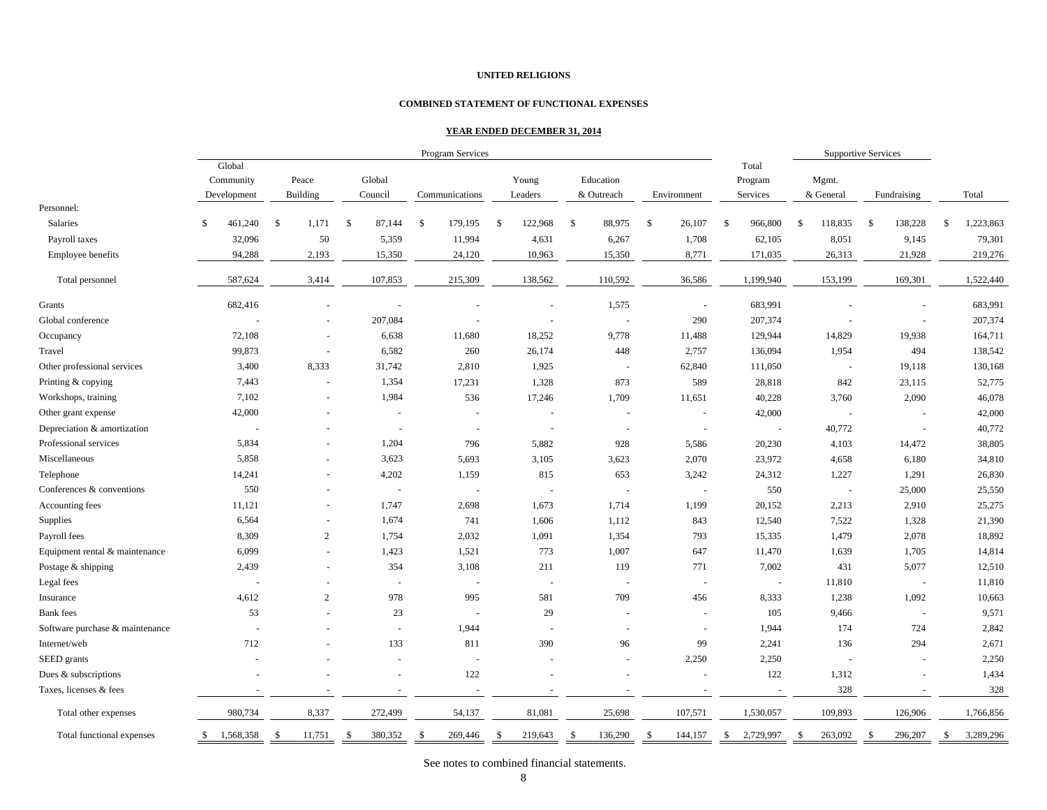**UNITED RELIGIONS**

**COMBINED STATEMENT OF FUNCTIONAL EXPENSES**

**YEAR ENDED DECEMBER 31, 2014**

| | Program Services | | | | | | | | Supportive Services | | |
|---|---|---|---|---|---|---|---|---|---|---|---|
| | Global Community Development | Peace Building | Global Council | Communications | Young Leaders | Education & Outreach | Environment | Total Program Services | Mgmt. & General | Fundraising | Total |
| Personnel: | | | | | | | | | | | |
| Salaries | $ 461,240 | $ 1,171 | $ 87,144 | $ 179,195 | $ 122,968 | $ 88,975 | $ 26,107 | $ 966,800 | $ 118,835 | $ 138,228 | $ 1,223,863 |
| Payroll taxes | 32,096 | 50 | 5,359 | 11,994 | 4,631 | 6,267 | 1,708 | 62,105 | 8,051 | 9,145 | 79,301 |
| Employee benefits | 94,288 | 2,193 | 15,350 | 24,120 | 10,963 | 15,350 | 8,771 | 171,035 | 26,313 | 21,928 | 219,276 |
| Total personnel | 587,624 | 3,414 | 107,853 | 215,309 | 138,562 | 110,592 | 36,586 | 1,199,940 | 153,199 | 169,301 | 1,522,440 |
| Grants | 682,416 | - | - | - | - | 1,575 | - | 683,991 | - | - | 683,991 |
| Global conference | - | - | 207,084 | - | - | - | 290 | 207,374 | - | - | 207,374 |
| Occupancy | 72,108 | - | 6,638 | 11,680 | 18,252 | 9,778 | 11,488 | 129,944 | 14,829 | 19,938 | 164,711 |
| Travel | 99,873 | - | 6,582 | 260 | 26,174 | 448 | 2,757 | 136,094 | 1,954 | 494 | 138,542 |
| Other professional services | 3,400 | 8,333 | 31,742 | 2,810 | 1,925 | - | 62,840 | 111,050 | - | 19,118 | 130,168 |
| Printing & copying | 7,443 | - | 1,354 | 17,231 | 1,328 | 873 | 589 | 28,818 | 842 | 23,115 | 52,775 |
| Workshops, training | 7,102 | - | 1,984 | 536 | 17,246 | 1,709 | 11,651 | 40,228 | 3,760 | 2,090 | 46,078 |
| Other grant expense | 42,000 | - | - | - | - | - | - | 42,000 | - | - | 42,000 |
| Depreciation & amortization | - | - | - | - | - | - | - | - | 40,772 | - | 40,772 |
| Professional services | 5,834 | - | 1,204 | 796 | 5,882 | 928 | 5,586 | 20,230 | 4,103 | 14,472 | 38,805 |
| Miscellaneous | 5,858 | - | 3,623 | 5,693 | 3,105 | 3,623 | 2,070 | 23,972 | 4,658 | 6,180 | 34,810 |
| Telephone | 14,241 | - | 4,202 | 1,159 | 815 | 653 | 3,242 | 24,312 | 1,227 | 1,291 | 26,830 |
| Conferences & conventions | 550 | - | - | - | - | - | - | 550 | - | 25,000 | 25,550 |
| Accounting fees | 11,121 | - | 1,747 | 2,698 | 1,673 | 1,714 | 1,199 | 20,152 | 2,213 | 2,910 | 25,275 |
| Supplies | 6,564 | - | 1,674 | 741 | 1,606 | 1,112 | 843 | 12,540 | 7,522 | 1,328 | 21,390 |
| Payroll fees | 8,309 | 2 | 1,754 | 2,032 | 1,091 | 1,354 | 793 | 15,335 | 1,479 | 2,078 | 18,892 |
| Equipment rental & maintenance | 6,099 | - | 1,423 | 1,521 | 773 | 1,007 | 647 | 11,470 | 1,639 | 1,705 | 14,814 |
| Postage & shipping | 2,439 | - | 354 | 3,108 | 211 | 119 | 771 | 7,002 | 431 | 5,077 | 12,510 |
| Legal fees | - | - | - | - | - | - | - | - | 11,810 | - | 11,810 |
| Insurance | 4,612 | 2 | 978 | 995 | 581 | 709 | 456 | 8,333 | 1,238 | 1,092 | 10,663 |
| Bank fees | 53 | - | 23 | - | 29 | - | - | 105 | 9,466 | - | 9,571 |
| Software purchase & maintenance | - | - | - | 1,944 | - | - | - | 1,944 | 174 | 724 | 2,842 |
| Internet/web | 712 | - | 133 | 811 | 390 | 96 | 99 | 2,241 | 136 | 294 | 2,671 |
| SEED grants | - | - | - | - | - | - | 2,250 | 2,250 | - | - | 2,250 |
| Dues & subscriptions | - | - | - | 122 | - | - | - | 122 | 1,312 | - | 1,434 |
| Taxes, licenses & fees | - | - | - | - | - | - | - | - | 328 | - | 328 |
| Total other expenses | 980,734 | 8,337 | 272,499 | 54,137 | 81,081 | 25,698 | 107,571 | 1,530,057 | 109,893 | 126,906 | 1,766,856 |
| Total functional expenses | $ 1,568,358 | $ 11,751 | $ 380,352 | $ 269,446 | $ 219,643 | $ 136,290 | $ 144,157 | $ 2,729,997 | $ 263,092 | $ 296,207 | $ 3,289,296 |

See notes to combined financial statements.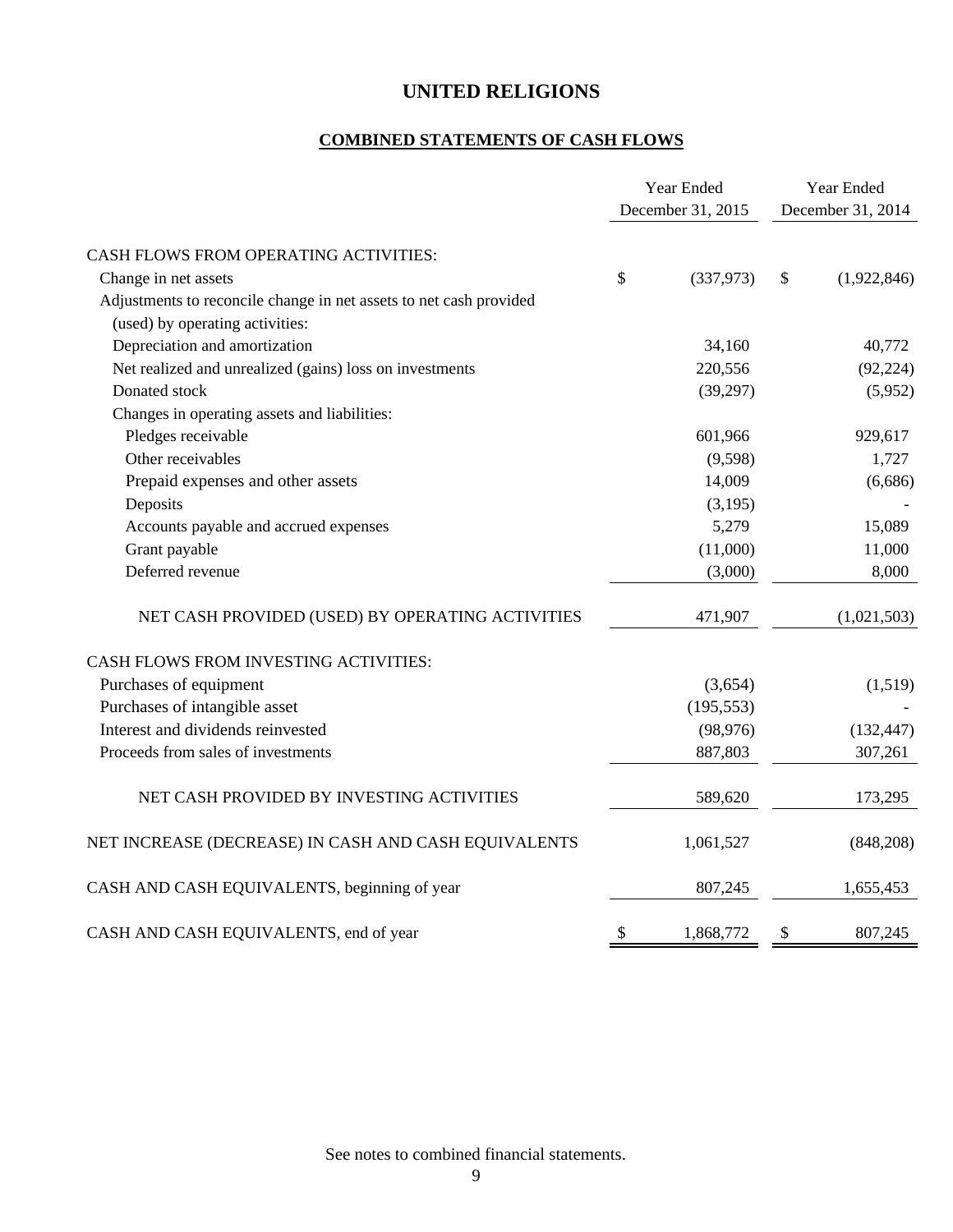# UNITED RELIGIONS

## COMBINED STATEMENTS OF CASH FLOWS

| | Year Ended December 31, 2015 | Year Ended December 31, 2014 |
|---|---|---|
| CASH FLOWS FROM OPERATING ACTIVITIES: | | |
| Change in net assets | $ (337,973) | $ (1,922,846) |
| Adjustments to reconcile change in net assets to net cash provided (used) by operating activities: | | |
| Depreciation and amortization | 34,160 | 40,772 |
| Net realized and unrealized (gains) loss on investments | 220,556 | (92,224) |
| Donated stock | (39,297) | (5,952) |
| Changes in operating assets and liabilities: | | |
| Pledges receivable | 601,966 | 929,617 |
| Other receivables | (9,598) | 1,727 |
| Prepaid expenses and other assets | 14,009 | (6,686) |
| Deposits | (3,195) | - |
| Accounts payable and accrued expenses | 5,279 | 15,089 |
| Grant payable | (11,000) | 11,000 |
| Deferred revenue | (3,000) | 8,000 |
| NET CASH PROVIDED (USED) BY OPERATING ACTIVITIES | 471,907 | (1,021,503) |
| CASH FLOWS FROM INVESTING ACTIVITIES: | | |
| Purchases of equipment | (3,654) | (1,519) |
| Purchases of intangible asset | (195,553) | - |
| Interest and dividends reinvested | (98,976) | (132,447) |
| Proceeds from sales of investments | 887,803 | 307,261 |
| NET CASH PROVIDED BY INVESTING ACTIVITIES | 589,620 | 173,295 |
| NET INCREASE (DECREASE) IN CASH AND CASH EQUIVALENTS | 1,061,527 | (848,208) |
| CASH AND CASH EQUIVALENTS, beginning of year | 807,245 | 1,655,453 |
| CASH AND CASH EQUIVALENTS, end of year | $ 1,868,772 | $ 807,245 |

See notes to combined financial statements.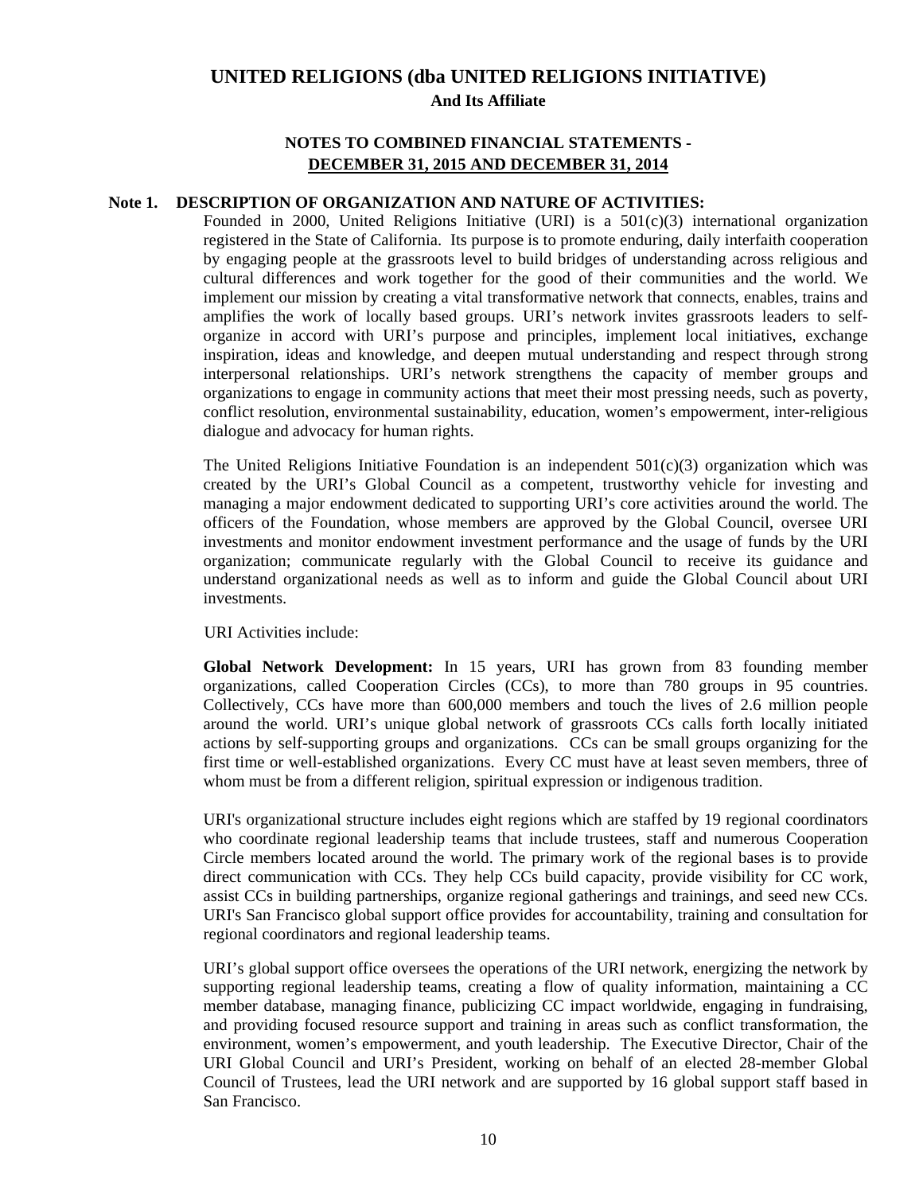# UNITED RELIGIONS (dba UNITED RELIGIONS INITIATIVE)

**And Its Affiliate**

## NOTES TO COMBINED FINANCIAL STATEMENTS - DECEMBER 31, 2015 AND DECEMBER 31, 2014

### Note 1. DESCRIPTION OF ORGANIZATION AND NATURE OF ACTIVITIES:

Founded in 2000, United Religions Initiative (URI) is a 501(c)(3) international organization registered in the State of California. Its purpose is to promote enduring, daily interfaith cooperation by engaging people at the grassroots level to build bridges of understanding across religious and cultural differences and work together for the good of their communities and the world. We implement our mission by creating a vital transformative network that connects, enables, trains and amplifies the work of locally based groups. URI's network invites grassroots leaders to self-organize in accord with URI's purpose and principles, implement local initiatives, exchange inspiration, ideas and knowledge, and deepen mutual understanding and respect through strong interpersonal relationships. URI's network strengthens the capacity of member groups and organizations to engage in community actions that meet their most pressing needs, such as poverty, conflict resolution, environmental sustainability, education, women's empowerment, inter-religious dialogue and advocacy for human rights.

The United Religions Initiative Foundation is an independent 501(c)(3) organization which was created by the URI's Global Council as a competent, trustworthy vehicle for investing and managing a major endowment dedicated to supporting URI's core activities around the world. The officers of the Foundation, whose members are approved by the Global Council, oversee URI investments and monitor endowment investment performance and the usage of funds by the URI organization; communicate regularly with the Global Council to receive its guidance and understand organizational needs as well as to inform and guide the Global Council about URI investments.

URI Activities include:

**Global Network Development:** In 15 years, URI has grown from 83 founding member organizations, called Cooperation Circles (CCs), to more than 780 groups in 95 countries. Collectively, CCs have more than 600,000 members and touch the lives of 2.6 million people around the world. URI's unique global network of grassroots CCs calls forth locally initiated actions by self-supporting groups and organizations. CCs can be small groups organizing for the first time or well-established organizations. Every CC must have at least seven members, three of whom must be from a different religion, spiritual expression or indigenous tradition.

URI's organizational structure includes eight regions which are staffed by 19 regional coordinators who coordinate regional leadership teams that include trustees, staff and numerous Cooperation Circle members located around the world. The primary work of the regional bases is to provide direct communication with CCs. They help CCs build capacity, provide visibility for CC work, assist CCs in building partnerships, organize regional gatherings and trainings, and seed new CCs. URI's San Francisco global support office provides for accountability, training and consultation for regional coordinators and regional leadership teams.

URI's global support office oversees the operations of the URI network, energizing the network by supporting regional leadership teams, creating a flow of quality information, maintaining a CC member database, managing finance, publicizing CC impact worldwide, engaging in fundraising, and providing focused resource support and training in areas such as conflict transformation, the environment, women's empowerment, and youth leadership. The Executive Director, Chair of the URI Global Council and URI's President, working on behalf of an elected 28-member Global Council of Trustees, lead the URI network and are supported by 16 global support staff based in San Francisco.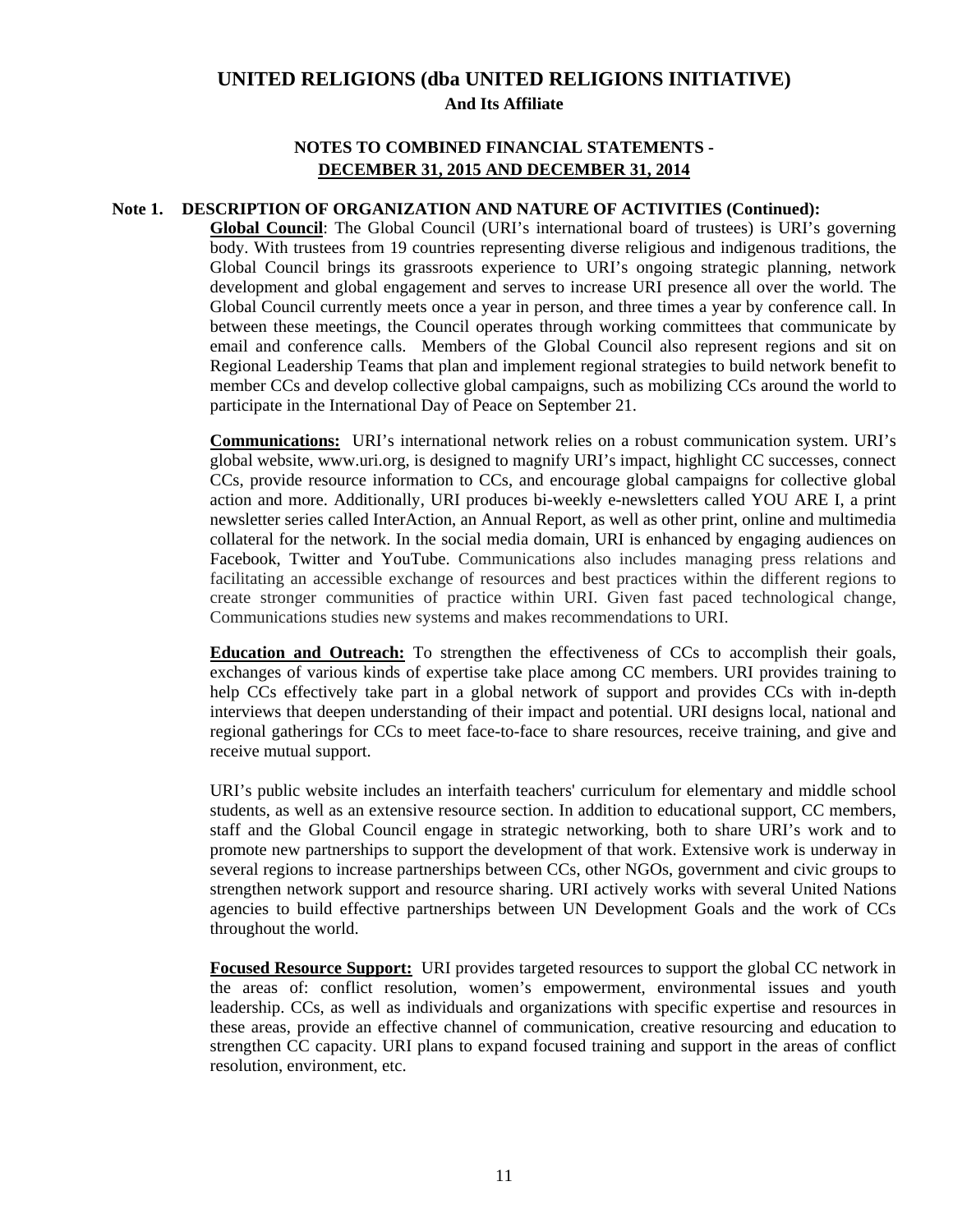# UNITED RELIGIONS (dba UNITED RELIGIONS INITIATIVE)

**And Its Affiliate**

## NOTES TO COMBINED FINANCIAL STATEMENTS - DECEMBER 31, 2015 AND DECEMBER 31, 2014

### Note 1. DESCRIPTION OF ORGANIZATION AND NATURE OF ACTIVITIES (Continued):

**Global Council**: The Global Council (URI's international board of trustees) is URI's governing body. With trustees from 19 countries representing diverse religious and indigenous traditions, the Global Council brings its grassroots experience to URI's ongoing strategic planning, network development and global engagement and serves to increase URI presence all over the world. The Global Council currently meets once a year in person, and three times a year by conference call. In between these meetings, the Council operates through working committees that communicate by email and conference calls. Members of the Global Council also represent regions and sit on Regional Leadership Teams that plan and implement regional strategies to build network benefit to member CCs and develop collective global campaigns, such as mobilizing CCs around the world to participate in the International Day of Peace on September 21.

**Communications:** URI's international network relies on a robust communication system. URI's global website, www.uri.org, is designed to magnify URI's impact, highlight CC successes, connect CCs, provide resource information to CCs, and encourage global campaigns for collective global action and more. Additionally, URI produces bi-weekly e-newsletters called YOU ARE I, a print newsletter series called InterAction, an Annual Report, as well as other print, online and multimedia collateral for the network. In the social media domain, URI is enhanced by engaging audiences on Facebook, Twitter and YouTube. Communications also includes managing press relations and facilitating an accessible exchange of resources and best practices within the different regions to create stronger communities of practice within URI. Given fast paced technological change, Communications studies new systems and makes recommendations to URI.

**Education and Outreach:** To strengthen the effectiveness of CCs to accomplish their goals, exchanges of various kinds of expertise take place among CC members. URI provides training to help CCs effectively take part in a global network of support and provides CCs with in-depth interviews that deepen understanding of their impact and potential. URI designs local, national and regional gatherings for CCs to meet face-to-face to share resources, receive training, and give and receive mutual support.

URI's public website includes an interfaith teachers' curriculum for elementary and middle school students, as well as an extensive resource section. In addition to educational support, CC members, staff and the Global Council engage in strategic networking, both to share URI's work and to promote new partnerships to support the development of that work. Extensive work is underway in several regions to increase partnerships between CCs, other NGOs, government and civic groups to strengthen network support and resource sharing. URI actively works with several United Nations agencies to build effective partnerships between UN Development Goals and the work of CCs throughout the world.

**Focused Resource Support:** URI provides targeted resources to support the global CC network in the areas of: conflict resolution, women's empowerment, environmental issues and youth leadership. CCs, as well as individuals and organizations with specific expertise and resources in these areas, provide an effective channel of communication, creative resourcing and education to strengthen CC capacity. URI plans to expand focused training and support in the areas of conflict resolution, environment, etc.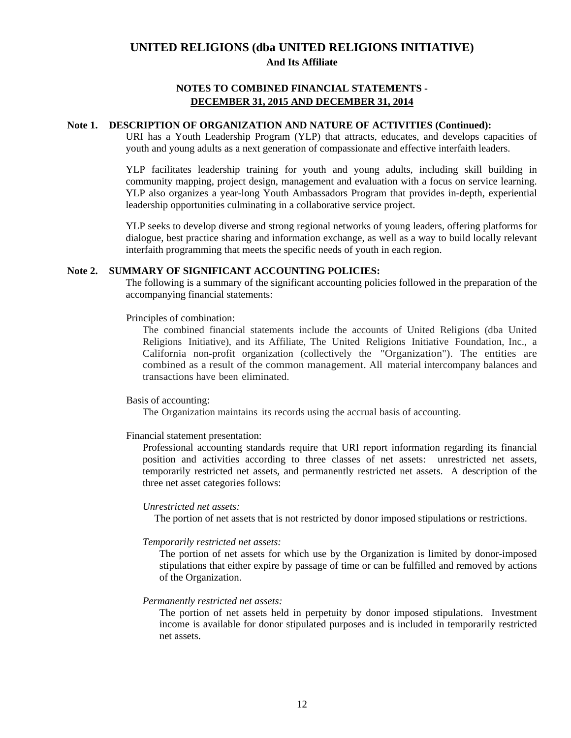# UNITED RELIGIONS (dba UNITED RELIGIONS INITIATIVE)

**And Its Affiliate**

**NOTES TO COMBINED FINANCIAL STATEMENTS - DECEMBER 31, 2015 AND DECEMBER 31, 2014**

## Note 1. DESCRIPTION OF ORGANIZATION AND NATURE OF ACTIVITIES (Continued):

URI has a Youth Leadership Program (YLP) that attracts, educates, and develops capacities of youth and young adults as a next generation of compassionate and effective interfaith leaders.

YLP facilitates leadership training for youth and young adults, including skill building in community mapping, project design, management and evaluation with a focus on service learning. YLP also organizes a year-long Youth Ambassadors Program that provides in-depth, experiential leadership opportunities culminating in a collaborative service project.

YLP seeks to develop diverse and strong regional networks of young leaders, offering platforms for dialogue, best practice sharing and information exchange, as well as a way to build locally relevant interfaith programming that meets the specific needs of youth in each region.

## Note 2. SUMMARY OF SIGNIFICANT ACCOUNTING POLICIES:

The following is a summary of the significant accounting policies followed in the preparation of the accompanying financial statements:

Principles of combination:

The combined financial statements include the accounts of United Religions (dba United Religions Initiative), and its Affiliate, The United Religions Initiative Foundation, Inc., a California non-profit organization (collectively the "Organization"). The entities are combined as a result of the common management. All material intercompany balances and transactions have been eliminated.

Basis of accounting:

The Organization maintains its records using the accrual basis of accounting.

Financial statement presentation:

Professional accounting standards require that URI report information regarding its financial position and activities according to three classes of net assets: unrestricted net assets, temporarily restricted net assets, and permanently restricted net assets. A description of the three net asset categories follows:

*Unrestricted net assets:*

The portion of net assets that is not restricted by donor imposed stipulations or restrictions.

*Temporarily restricted net assets:*

The portion of net assets for which use by the Organization is limited by donor-imposed stipulations that either expire by passage of time or can be fulfilled and removed by actions of the Organization.

*Permanently restricted net assets:*

The portion of net assets held in perpetuity by donor imposed stipulations. Investment income is available for donor stipulated purposes and is included in temporarily restricted net assets.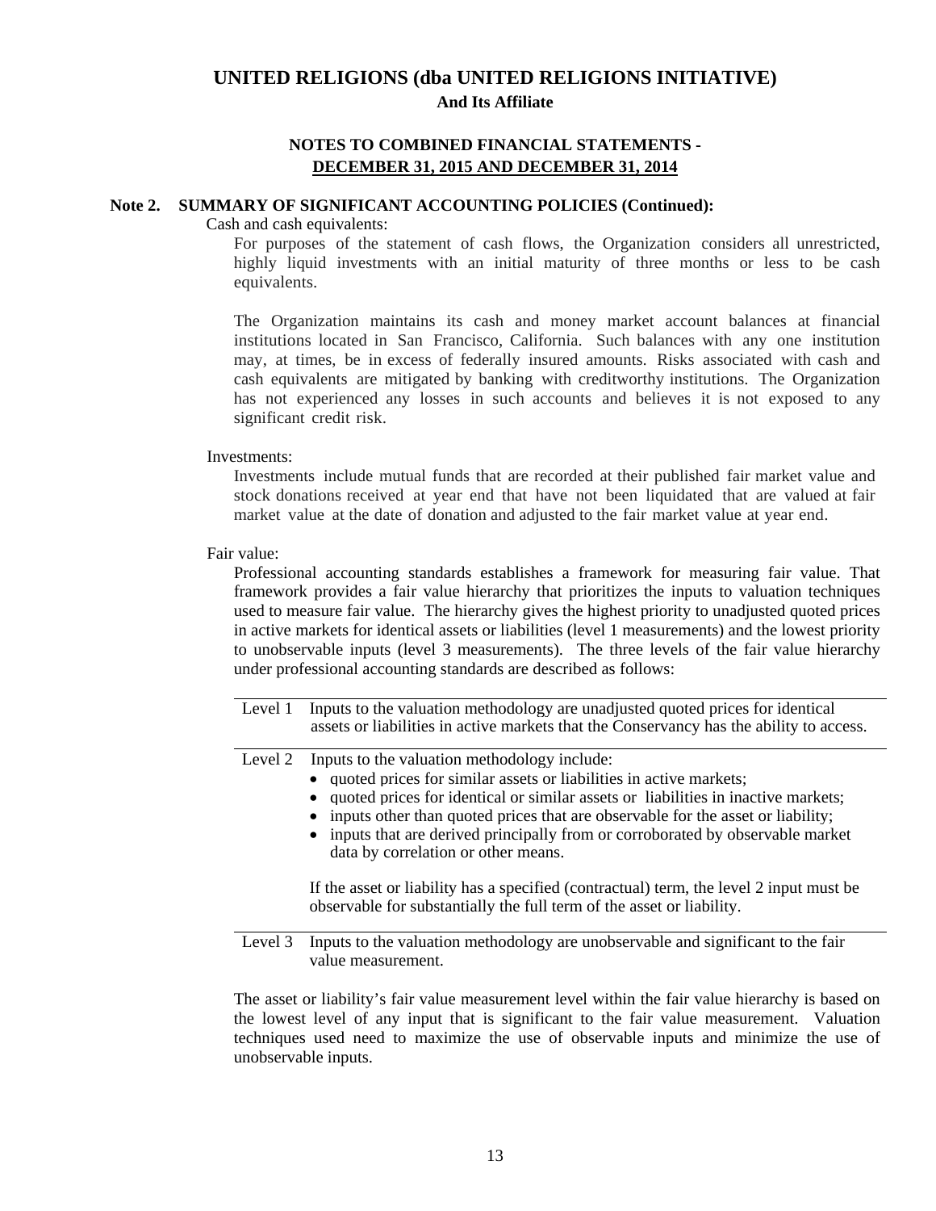# UNITED RELIGIONS (dba UNITED RELIGIONS INITIATIVE)

**And Its Affiliate**

## NOTES TO COMBINED FINANCIAL STATEMENTS - DECEMBER 31, 2015 AND DECEMBER 31, 2014

### Note 2. SUMMARY OF SIGNIFICANT ACCOUNTING POLICIES (Continued):

Cash and cash equivalents:

For purposes of the statement of cash flows, the Organization considers all unrestricted, highly liquid investments with an initial maturity of three months or less to be cash equivalents.

The Organization maintains its cash and money market account balances at financial institutions located in San Francisco, California. Such balances with any one institution may, at times, be in excess of federally insured amounts. Risks associated with cash and cash equivalents are mitigated by banking with creditworthy institutions. The Organization has not experienced any losses in such accounts and believes it is not exposed to any significant credit risk.

Investments:

Investments include mutual funds that are recorded at their published fair market value and stock donations received at year end that have not been liquidated that are valued at fair market value at the date of donation and adjusted to the fair market value at year end.

Fair value:

Professional accounting standards establishes a framework for measuring fair value. That framework provides a fair value hierarchy that prioritizes the inputs to valuation techniques used to measure fair value. The hierarchy gives the highest priority to unadjusted quoted prices in active markets for identical assets or liabilities (level 1 measurements) and the lowest priority to unobservable inputs (level 3 measurements). The three levels of the fair value hierarchy under professional accounting standards are described as follows:

| | |
|---|---|
| Level 1 | Inputs to the valuation methodology are unadjusted quoted prices for identical assets or liabilities in active markets that the Conservancy has the ability to access. |
| Level 2 | Inputs to the valuation methodology include:<br>• quoted prices for similar assets or liabilities in active markets;<br>• quoted prices for identical or similar assets or liabilities in inactive markets;<br>• inputs other than quoted prices that are observable for the asset or liability;<br>• inputs that are derived principally from or corroborated by observable market data by correlation or other means.<br><br>If the asset or liability has a specified (contractual) term, the level 2 input must be observable for substantially the full term of the asset or liability. |
| Level 3 | Inputs to the valuation methodology are unobservable and significant to the fair value measurement. |

The asset or liability's fair value measurement level within the fair value hierarchy is based on the lowest level of any input that is significant to the fair value measurement. Valuation techniques used need to maximize the use of observable inputs and minimize the use of unobservable inputs.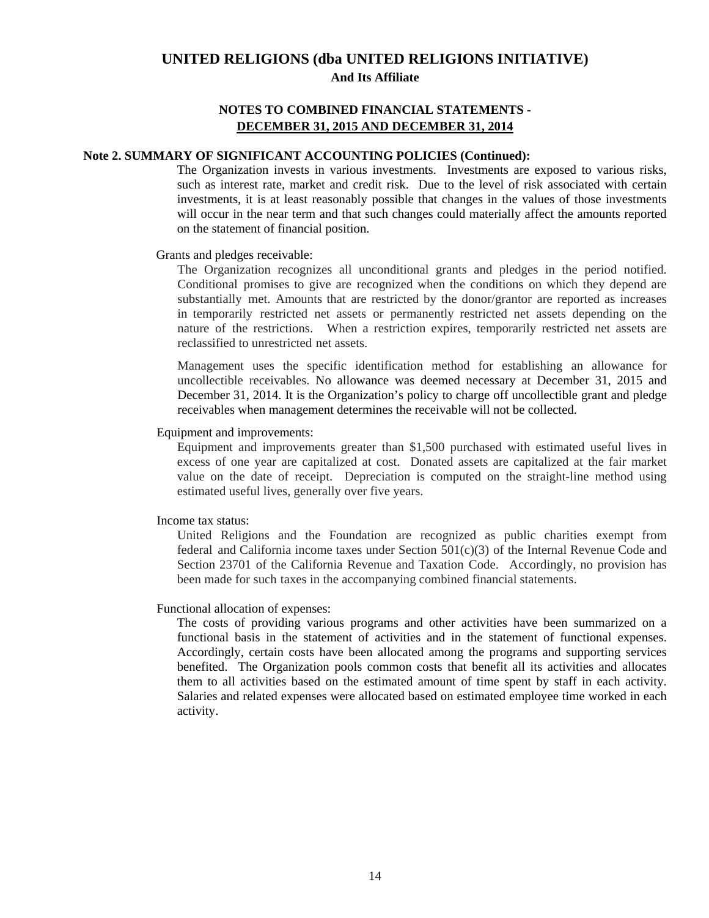# UNITED RELIGIONS (dba UNITED RELIGIONS INITIATIVE)

**And Its Affiliate**

## NOTES TO COMBINED FINANCIAL STATEMENTS - DECEMBER 31, 2015 AND DECEMBER 31, 2014

### Note 2. SUMMARY OF SIGNIFICANT ACCOUNTING POLICIES (Continued):

The Organization invests in various investments. Investments are exposed to various risks, such as interest rate, market and credit risk. Due to the level of risk associated with certain investments, it is at least reasonably possible that changes in the values of those investments will occur in the near term and that such changes could materially affect the amounts reported on the statement of financial position.

Grants and pledges receivable:

The Organization recognizes all unconditional grants and pledges in the period notified. Conditional promises to give are recognized when the conditions on which they depend are substantially met. Amounts that are restricted by the donor/grantor are reported as increases in temporarily restricted net assets or permanently restricted net assets depending on the nature of the restrictions. When a restriction expires, temporarily restricted net assets are reclassified to unrestricted net assets.

Management uses the specific identification method for establishing an allowance for uncollectible receivables. No allowance was deemed necessary at December 31, 2015 and December 31, 2014. It is the Organization's policy to charge off uncollectible grant and pledge receivables when management determines the receivable will not be collected.

Equipment and improvements:

Equipment and improvements greater than $1,500 purchased with estimated useful lives in excess of one year are capitalized at cost. Donated assets are capitalized at the fair market value on the date of receipt. Depreciation is computed on the straight-line method using estimated useful lives, generally over five years.

Income tax status:

United Religions and the Foundation are recognized as public charities exempt from federal and California income taxes under Section 501(c)(3) of the Internal Revenue Code and Section 23701 of the California Revenue and Taxation Code. Accordingly, no provision has been made for such taxes in the accompanying combined financial statements.

Functional allocation of expenses:

The costs of providing various programs and other activities have been summarized on a functional basis in the statement of activities and in the statement of functional expenses. Accordingly, certain costs have been allocated among the programs and supporting services benefited. The Organization pools common costs that benefit all its activities and allocates them to all activities based on the estimated amount of time spent by staff in each activity. Salaries and related expenses were allocated based on estimated employee time worked in each activity.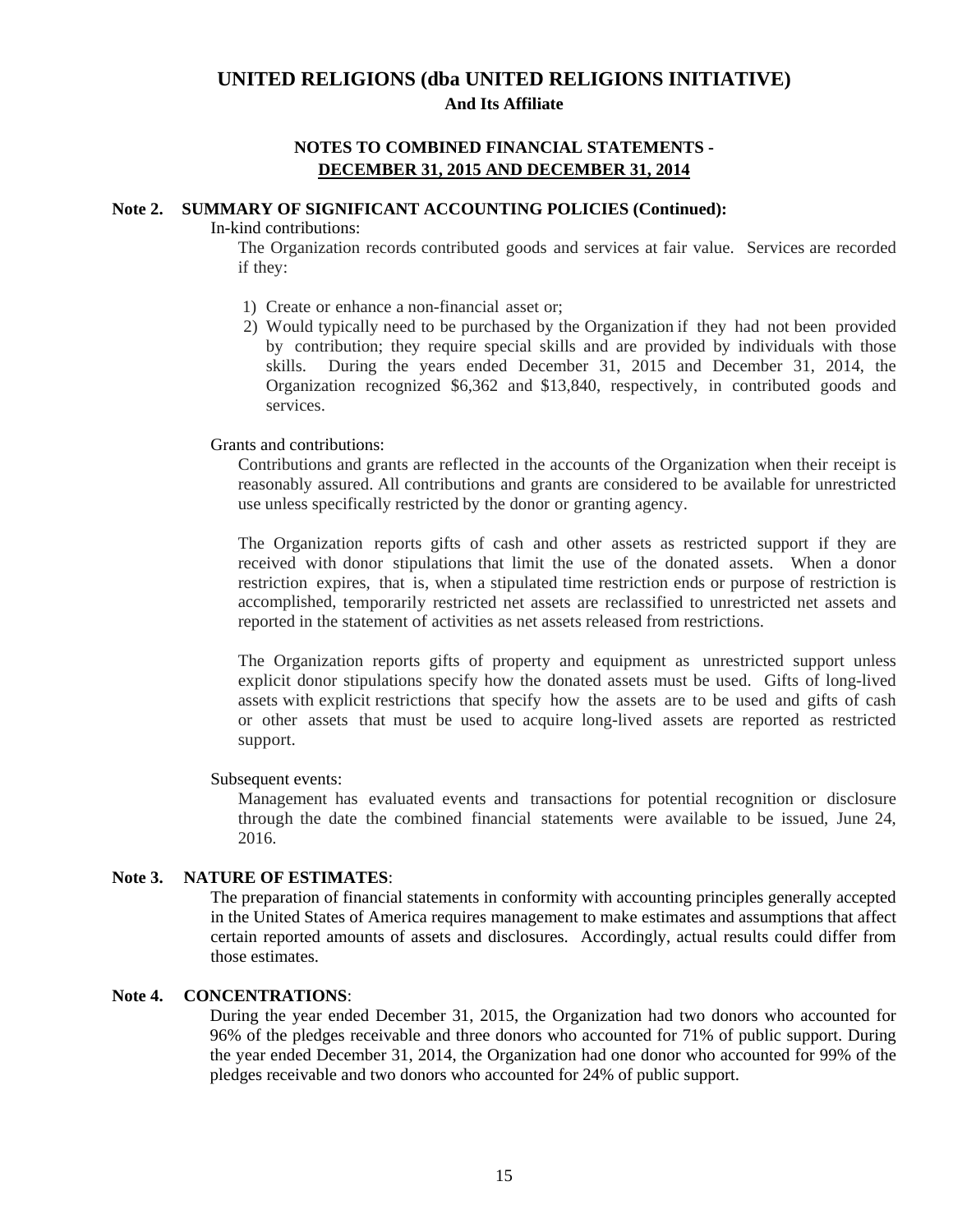# UNITED RELIGIONS (dba UNITED RELIGIONS INITIATIVE)

**And Its Affiliate**

**NOTES TO COMBINED FINANCIAL STATEMENTS - DECEMBER 31, 2015 AND DECEMBER 31, 2014**

## Note 2. SUMMARY OF SIGNIFICANT ACCOUNTING POLICIES (Continued):

In-kind contributions:

The Organization records contributed goods and services at fair value. Services are recorded if they:

1) Create or enhance a non-financial asset or;
2) Would typically need to be purchased by the Organization if they had not been provided by contribution; they require special skills and are provided by individuals with those skills. During the years ended December 31, 2015 and December 31, 2014, the Organization recognized $6,362 and $13,840, respectively, in contributed goods and services.

Grants and contributions:

Contributions and grants are reflected in the accounts of the Organization when their receipt is reasonably assured. All contributions and grants are considered to be available for unrestricted use unless specifically restricted by the donor or granting agency.

The Organization reports gifts of cash and other assets as restricted support if they are received with donor stipulations that limit the use of the donated assets. When a donor restriction expires, that is, when a stipulated time restriction ends or purpose of restriction is accomplished, temporarily restricted net assets are reclassified to unrestricted net assets and reported in the statement of activities as net assets released from restrictions.

The Organization reports gifts of property and equipment as unrestricted support unless explicit donor stipulations specify how the donated assets must be used. Gifts of long-lived assets with explicit restrictions that specify how the assets are to be used and gifts of cash or other assets that must be used to acquire long-lived assets are reported as restricted support.

Subsequent events:

Management has evaluated events and transactions for potential recognition or disclosure through the date the combined financial statements were available to be issued, June 24, 2016.

## Note 3. NATURE OF ESTIMATES:

The preparation of financial statements in conformity with accounting principles generally accepted in the United States of America requires management to make estimates and assumptions that affect certain reported amounts of assets and disclosures. Accordingly, actual results could differ from those estimates.

## Note 4. CONCENTRATIONS:

During the year ended December 31, 2015, the Organization had two donors who accounted for 96% of the pledges receivable and three donors who accounted for 71% of public support. During the year ended December 31, 2014, the Organization had one donor who accounted for 99% of the pledges receivable and two donors who accounted for 24% of public support.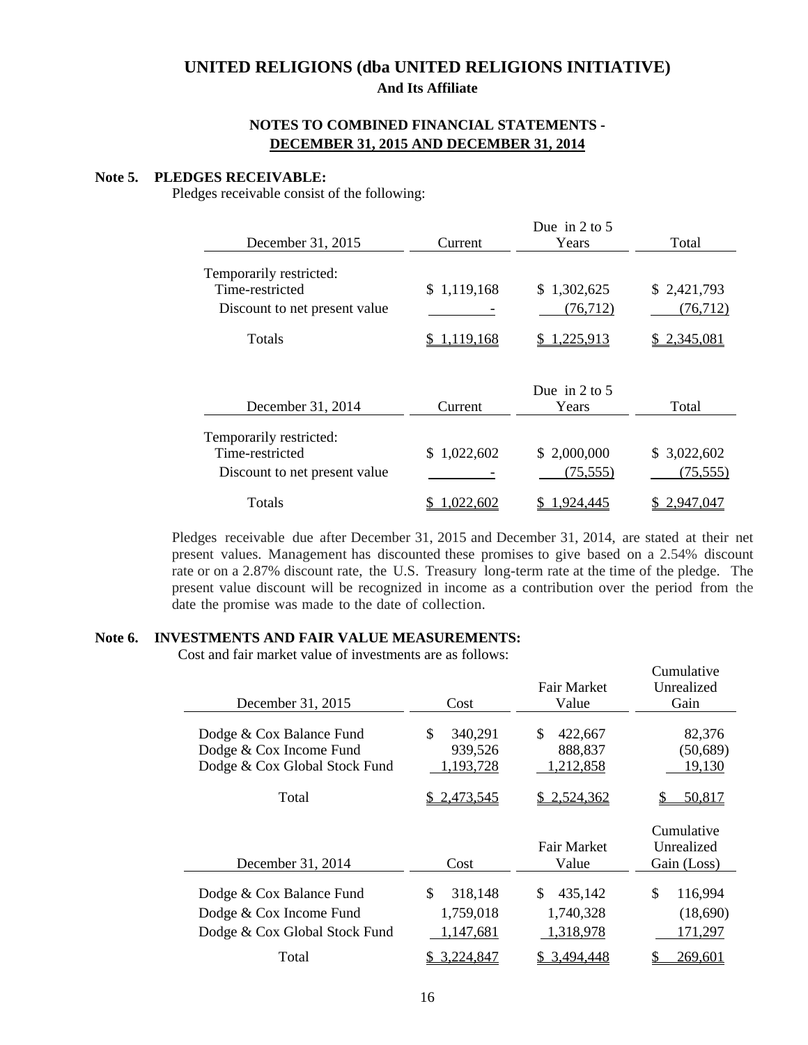# UNITED RELIGIONS (dba UNITED RELIGIONS INITIATIVE)

**And Its Affiliate**

**NOTES TO COMBINED FINANCIAL STATEMENTS - DECEMBER 31, 2015 AND DECEMBER 31, 2014**

## Note 5. PLEDGES RECEIVABLE:

Pledges receivable consist of the following:

| December 31, 2015 | Current | Due in 2 to 5 Years | Total |
|---|---|---|---|
| Temporarily restricted: | | | |
| Time-restricted | $ 1,119,168 | $ 1,302,625 | $ 2,421,793 |
| Discount to net present value | - | (76,712) | (76,712) |
| Totals | $ 1,119,168 | $ 1,225,913 | $ 2,345,081 |

| December 31, 2014 | Current | Due in 2 to 5 Years | Total |
|---|---|---|---|
| Temporarily restricted: | | | |
| Time-restricted | $ 1,022,602 | $ 2,000,000 | $ 3,022,602 |
| Discount to net present value | - | (75,555) | (75,555) |
| Totals | $ 1,022,602 | $ 1,924,445 | $ 2,947,047 |

Pledges receivable due after December 31, 2015 and December 31, 2014, are stated at their net present values. Management has discounted these promises to give based on a 2.54% discount rate or on a 2.87% discount rate, the U.S. Treasury long-term rate at the time of the pledge. The present value discount will be recognized in income as a contribution over the period from the date the promise was made to the date of collection.

## Note 6. INVESTMENTS AND FAIR VALUE MEASUREMENTS:

Cost and fair market value of investments are as follows:

| December 31, 2015 | Cost | Fair Market Value | Cumulative Unrealized Gain |
|---|---|---|---|
| Dodge & Cox Balance Fund | $ 340,291 | $ 422,667 | 82,376 |
| Dodge & Cox Income Fund | 939,526 | 888,837 | (50,689) |
| Dodge & Cox Global Stock Fund | 1,193,728 | 1,212,858 | 19,130 |
| Total | $ 2,473,545 | $ 2,524,362 | $ 50,817 |

| December 31, 2014 | Cost | Fair Market Value | Cumulative Unrealized Gain (Loss) |
|---|---|---|---|
| Dodge & Cox Balance Fund | $ 318,148 | $ 435,142 | $ 116,994 |
| Dodge & Cox Income Fund | 1,759,018 | 1,740,328 | (18,690) |
| Dodge & Cox Global Stock Fund | 1,147,681 | 1,318,978 | 171,297 |
| Total | $ 3,224,847 | $ 3,494,448 | $ 269,601 |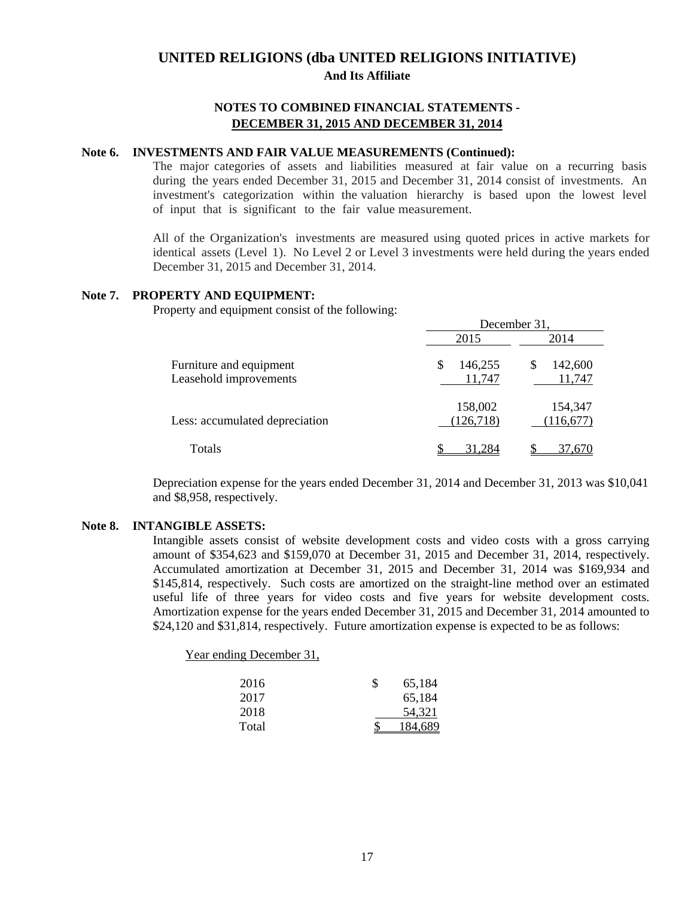# UNITED RELIGIONS (dba UNITED RELIGIONS INITIATIVE)

**And Its Affiliate**

## NOTES TO COMBINED FINANCIAL STATEMENTS - DECEMBER 31, 2015 AND DECEMBER 31, 2014

**Note 6. INVESTMENTS AND FAIR VALUE MEASUREMENTS (Continued):**

The major categories of assets and liabilities measured at fair value on a recurring basis during the years ended December 31, 2015 and December 31, 2014 consist of investments. An investment's categorization within the valuation hierarchy is based upon the lowest level of input that is significant to the fair value measurement.

All of the Organization's investments are measured using quoted prices in active markets for identical assets (Level 1). No Level 2 or Level 3 investments were held during the years ended December 31, 2015 and December 31, 2014.

**Note 7. PROPERTY AND EQUIPMENT:**

Property and equipment consist of the following:

| | December 31, | |
|---|---|---|
| | 2015 | 2014 |
| Furniture and equipment | $ 146,255 | $ 142,600 |
| Leasehold improvements | 11,747 | 11,747 |
| | 158,002 | 154,347 |
| Less: accumulated depreciation | (126,718) | (116,677) |
| Totals | $ 31,284 | $ 37,670 |

Depreciation expense for the years ended December 31, 2014 and December 31, 2013 was $10,041 and $8,958, respectively.

**Note 8. INTANGIBLE ASSETS:**

Intangible assets consist of website development costs and video costs with a gross carrying amount of $354,623 and $159,070 at December 31, 2015 and December 31, 2014, respectively. Accumulated amortization at December 31, 2015 and December 31, 2014 was $169,934 and $145,814, respectively. Such costs are amortized on the straight-line method over an estimated useful life of three years for video costs and five years for website development costs. Amortization expense for the years ended December 31, 2015 and December 31, 2014 amounted to $24,120 and $31,814, respectively. Future amortization expense is expected to be as follows:

| Year ending December 31, | |
|---|---|
| 2016 | $ 65,184 |
| 2017 | 65,184 |
| 2018 | 54,321 |
| Total | $ 184,689 |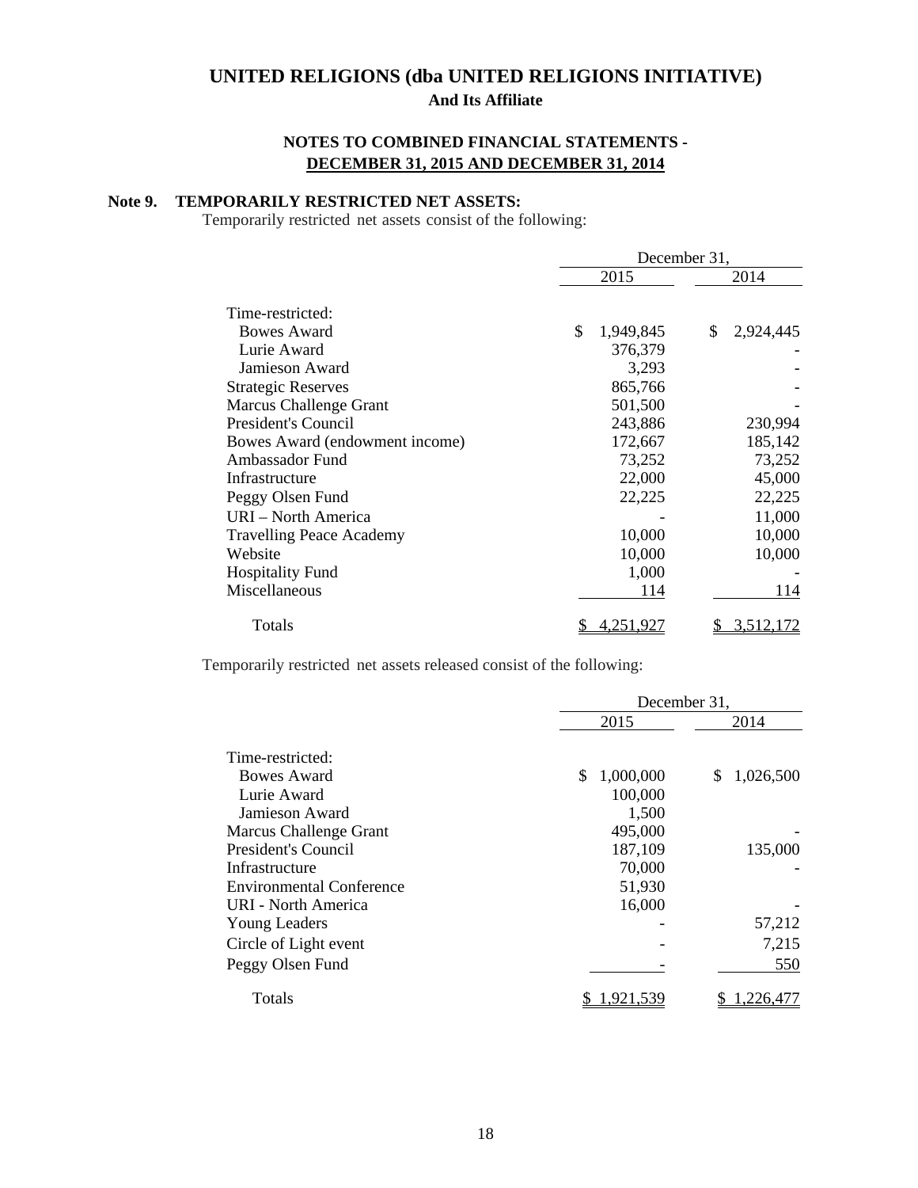# UNITED RELIGIONS (dba UNITED RELIGIONS INITIATIVE)

**And Its Affiliate**

**NOTES TO COMBINED FINANCIAL STATEMENTS -**
**DECEMBER 31, 2015 AND DECEMBER 31, 2014**

**Note 9. TEMPORARILY RESTRICTED NET ASSETS:**

Temporarily restricted net assets consist of the following:

| | December 31, | |
|---|---|---|
| | 2015 | 2014 |
| Time-restricted: | | |
| Bowes Award | $ 1,949,845 | $ 2,924,445 |
| Lurie Award | 376,379 | - |
| Jamieson Award | 3,293 | - |
| Strategic Reserves | 865,766 | - |
| Marcus Challenge Grant | 501,500 | - |
| President's Council | 243,886 | 230,994 |
| Bowes Award (endowment income) | 172,667 | 185,142 |
| Ambassador Fund | 73,252 | 73,252 |
| Infrastructure | 22,000 | 45,000 |
| Peggy Olsen Fund | 22,225 | 22,225 |
| URI – North America | - | 11,000 |
| Travelling Peace Academy | 10,000 | 10,000 |
| Website | 10,000 | 10,000 |
| Hospitality Fund | 1,000 | - |
| Miscellaneous | 114 | 114 |
| Totals | $ 4,251,927 | $ 3,512,172 |

Temporarily restricted net assets released consist of the following:

| | December 31, | |
|---|---|---|
| | 2015 | 2014 |
| Time-restricted: | | |
| Bowes Award | $ 1,000,000 | $ 1,026,500 |
| Lurie Award | 100,000 | |
| Jamieson Award | 1,500 | |
| Marcus Challenge Grant | 495,000 | - |
| President's Council | 187,109 | 135,000 |
| Infrastructure | 70,000 | - |
| Environmental Conference | 51,930 | |
| URI - North America | 16,000 | - |
| Young Leaders | - | 57,212 |
| Circle of Light event | - | 7,215 |
| Peggy Olsen Fund | - | 550 |
| Totals | $ 1,921,539 | $ 1,226,477 |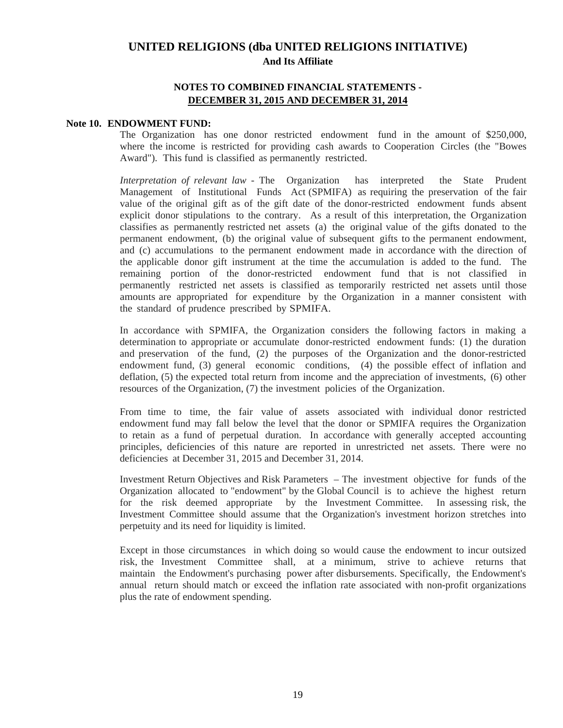# UNITED RELIGIONS (dba UNITED RELIGIONS INITIATIVE)

**And Its Affiliate**

## NOTES TO COMBINED FINANCIAL STATEMENTS - DECEMBER 31, 2015 AND DECEMBER 31, 2014

**Note 10. ENDOWMENT FUND:**

The Organization has one donor restricted endowment fund in the amount of $250,000, where the income is restricted for providing cash awards to Cooperation Circles (the "Bowes Award"). This fund is classified as permanently restricted.

*Interpretation of relevant law* - The Organization has interpreted the State Prudent Management of Institutional Funds Act (SPMIFA) as requiring the preservation of the fair value of the original gift as of the gift date of the donor-restricted endowment funds absent explicit donor stipulations to the contrary. As a result of this interpretation, the Organization classifies as permanently restricted net assets (a) the original value of the gifts donated to the permanent endowment, (b) the original value of subsequent gifts to the permanent endowment, and (c) accumulations to the permanent endowment made in accordance with the direction of the applicable donor gift instrument at the time the accumulation is added to the fund. The remaining portion of the donor-restricted endowment fund that is not classified in permanently restricted net assets is classified as temporarily restricted net assets until those amounts are appropriated for expenditure by the Organization in a manner consistent with the standard of prudence prescribed by SPMIFA.

In accordance with SPMIFA, the Organization considers the following factors in making a determination to appropriate or accumulate donor-restricted endowment funds: (1) the duration and preservation of the fund, (2) the purposes of the Organization and the donor-restricted endowment fund, (3) general economic conditions, (4) the possible effect of inflation and deflation, (5) the expected total return from income and the appreciation of investments, (6) other resources of the Organization, (7) the investment policies of the Organization.

From time to time, the fair value of assets associated with individual donor restricted endowment fund may fall below the level that the donor or SPMIFA requires the Organization to retain as a fund of perpetual duration. In accordance with generally accepted accounting principles, deficiencies of this nature are reported in unrestricted net assets. There were no deficiencies at December 31, 2015 and December 31, 2014.

Investment Return Objectives and Risk Parameters – The investment objective for funds of the Organization allocated to "endowment" by the Global Council is to achieve the highest return for the risk deemed appropriate by the Investment Committee. In assessing risk, the Investment Committee should assume that the Organization's investment horizon stretches into perpetuity and its need for liquidity is limited.

Except in those circumstances in which doing so would cause the endowment to incur outsized risk, the Investment Committee shall, at a minimum, strive to achieve returns that maintain the Endowment's purchasing power after disbursements. Specifically, the Endowment's annual return should match or exceed the inflation rate associated with non-profit organizations plus the rate of endowment spending.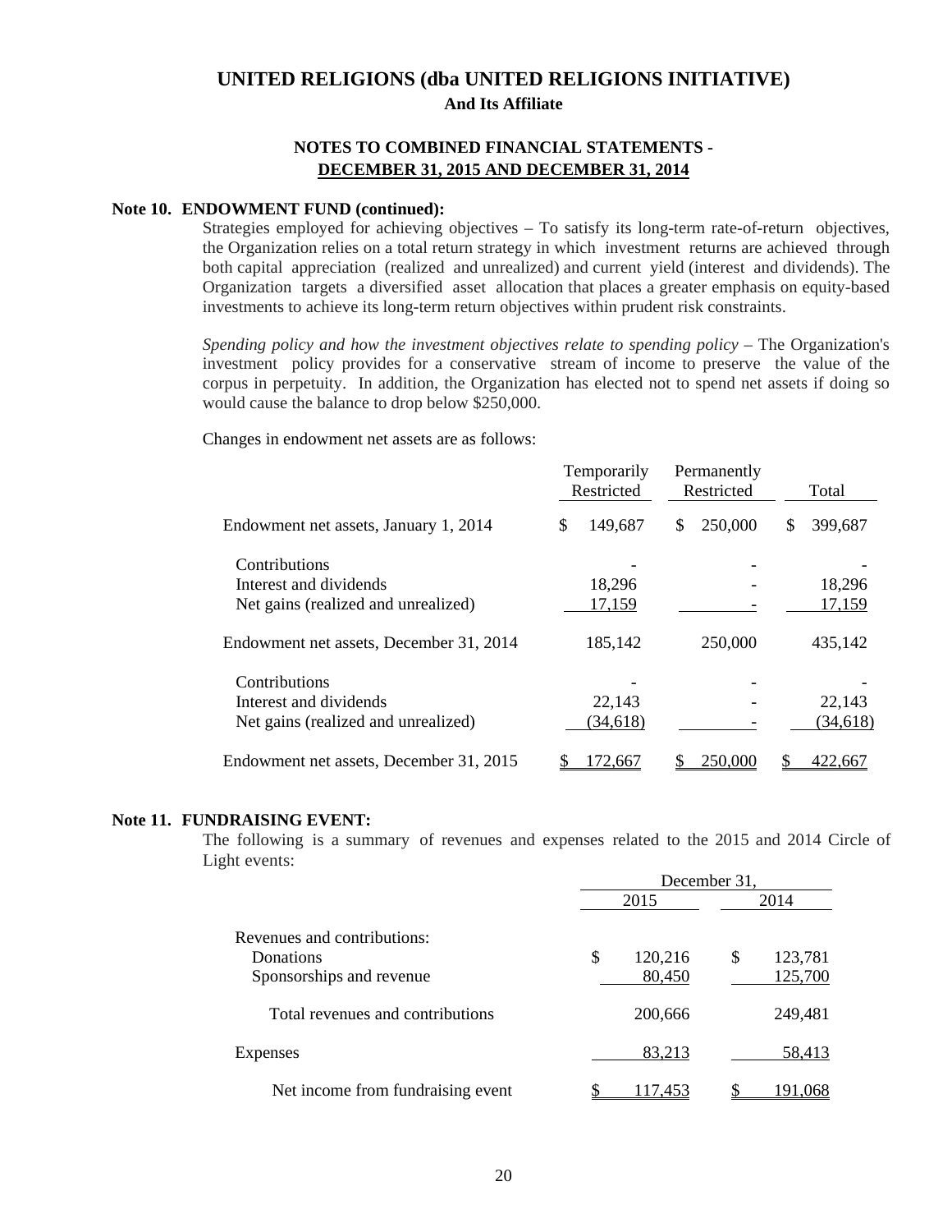# UNITED RELIGIONS (dba UNITED RELIGIONS INITIATIVE)

**And Its Affiliate**

**NOTES TO COMBINED FINANCIAL STATEMENTS - DECEMBER 31, 2015 AND DECEMBER 31, 2014**

**Note 10. ENDOWMENT FUND (continued):**

Strategies employed for achieving objectives – To satisfy its long-term rate-of-return objectives, the Organization relies on a total return strategy in which investment returns are achieved through both capital appreciation (realized and unrealized) and current yield (interest and dividends). The Organization targets a diversified asset allocation that places a greater emphasis on equity-based investments to achieve its long-term return objectives within prudent risk constraints.

*Spending policy and how the investment objectives relate to spending policy* – The Organization's investment policy provides for a conservative stream of income to preserve the value of the corpus in perpetuity. In addition, the Organization has elected not to spend net assets if doing so would cause the balance to drop below $250,000.

Changes in endowment net assets are as follows:

| | Temporarily Restricted | Permanently Restricted | Total |
|---|---|---|---|
| Endowment net assets, January 1, 2014 | $ 149,687 | $ 250,000 | $ 399,687 |
| Contributions | - | - | - |
| Interest and dividends | 18,296 | - | 18,296 |
| Net gains (realized and unrealized) | 17,159 | - | 17,159 |
| Endowment net assets, December 31, 2014 | 185,142 | 250,000 | 435,142 |
| Contributions | - | - | - |
| Interest and dividends | 22,143 | - | 22,143 |
| Net gains (realized and unrealized) | (34,618) | - | (34,618) |
| Endowment net assets, December 31, 2015 | $ 172,667 | $ 250,000 | $ 422,667 |

**Note 11. FUNDRAISING EVENT:**

The following is a summary of revenues and expenses related to the 2015 and 2014 Circle of Light events:

| | December 31, 2015 | December 31, 2014 |
|---|---|---|
| Revenues and contributions: | | |
| Donations | $ 120,216 | $ 123,781 |
| Sponsorships and revenue | 80,450 | 125,700 |
| Total revenues and contributions | 200,666 | 249,481 |
| Expenses | 83,213 | 58,413 |
| Net income from fundraising event | $ 117,453 | $ 191,068 |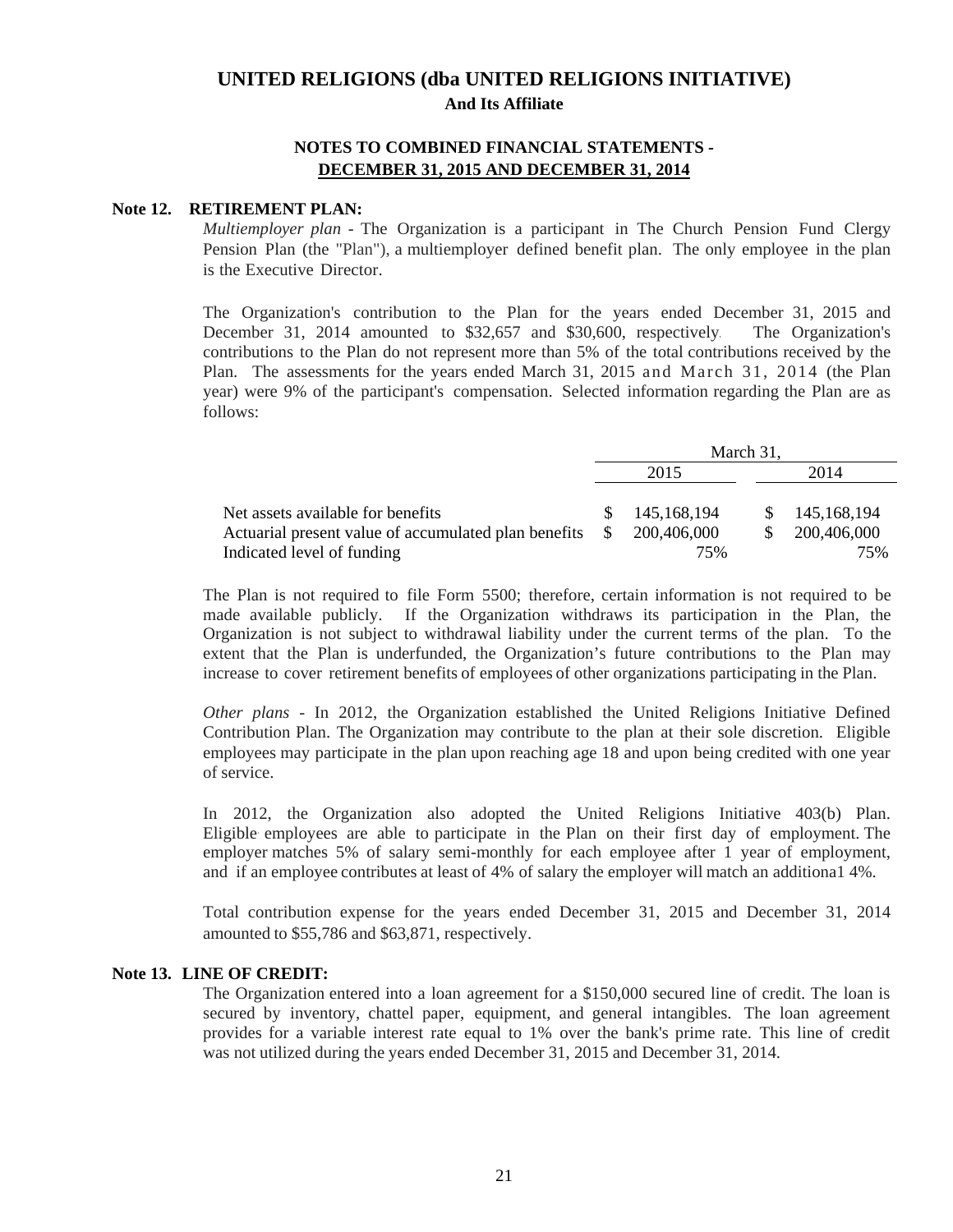# UNITED RELIGIONS (dba UNITED RELIGIONS INITIATIVE)

**And Its Affiliate**

**NOTES TO COMBINED FINANCIAL STATEMENTS - DECEMBER 31, 2015 AND DECEMBER 31, 2014**

## Note 12. RETIREMENT PLAN:

*Multiemployer plan* - The Organization is a participant in The Church Pension Fund Clergy Pension Plan (the "Plan"), a multiemployer defined benefit plan. The only employee in the plan is the Executive Director.

The Organization's contribution to the Plan for the years ended December 31, 2015 and December 31, 2014 amounted to $32,657 and $30,600, respectively. The Organization's contributions to the Plan do not represent more than 5% of the total contributions received by the Plan. The assessments for the years ended March 31, 2015 and March 31, 2014 (the Plan year) were 9% of the participant's compensation. Selected information regarding the Plan are as follows:

| | March 31, | |
|---|---|---|
| | 2015 | 2014 |
| Net assets available for benefits | $ 145,168,194 | $ 145,168,194 |
| Actuarial present value of accumulated plan benefits | $ 200,406,000 | $ 200,406,000 |
| Indicated level of funding | 75% | 75% |

The Plan is not required to file Form 5500; therefore, certain information is not required to be made available publicly. If the Organization withdraws its participation in the Plan, the Organization is not subject to withdrawal liability under the current terms of the plan. To the extent that the Plan is underfunded, the Organization's future contributions to the Plan may increase to cover retirement benefits of employees of other organizations participating in the Plan.

*Other plans* - In 2012, the Organization established the United Religions Initiative Defined Contribution Plan. The Organization may contribute to the plan at their sole discretion. Eligible employees may participate in the plan upon reaching age 18 and upon being credited with one year of service.

In 2012, the Organization also adopted the United Religions Initiative 403(b) Plan. Eligible employees are able to participate in the Plan on their first day of employment. The employer matches 5% of salary semi-monthly for each employee after 1 year of employment, and if an employee contributes at least of 4% of salary the employer will match an additiona1 4%.

Total contribution expense for the years ended December 31, 2015 and December 31, 2014 amounted to $55,786 and $63,871, respectively.

## Note 13. LINE OF CREDIT:

The Organization entered into a loan agreement for a $150,000 secured line of credit. The loan is secured by inventory, chattel paper, equipment, and general intangibles. The loan agreement provides for a variable interest rate equal to 1% over the bank's prime rate. This line of credit was not utilized during the years ended December 31, 2015 and December 31, 2014.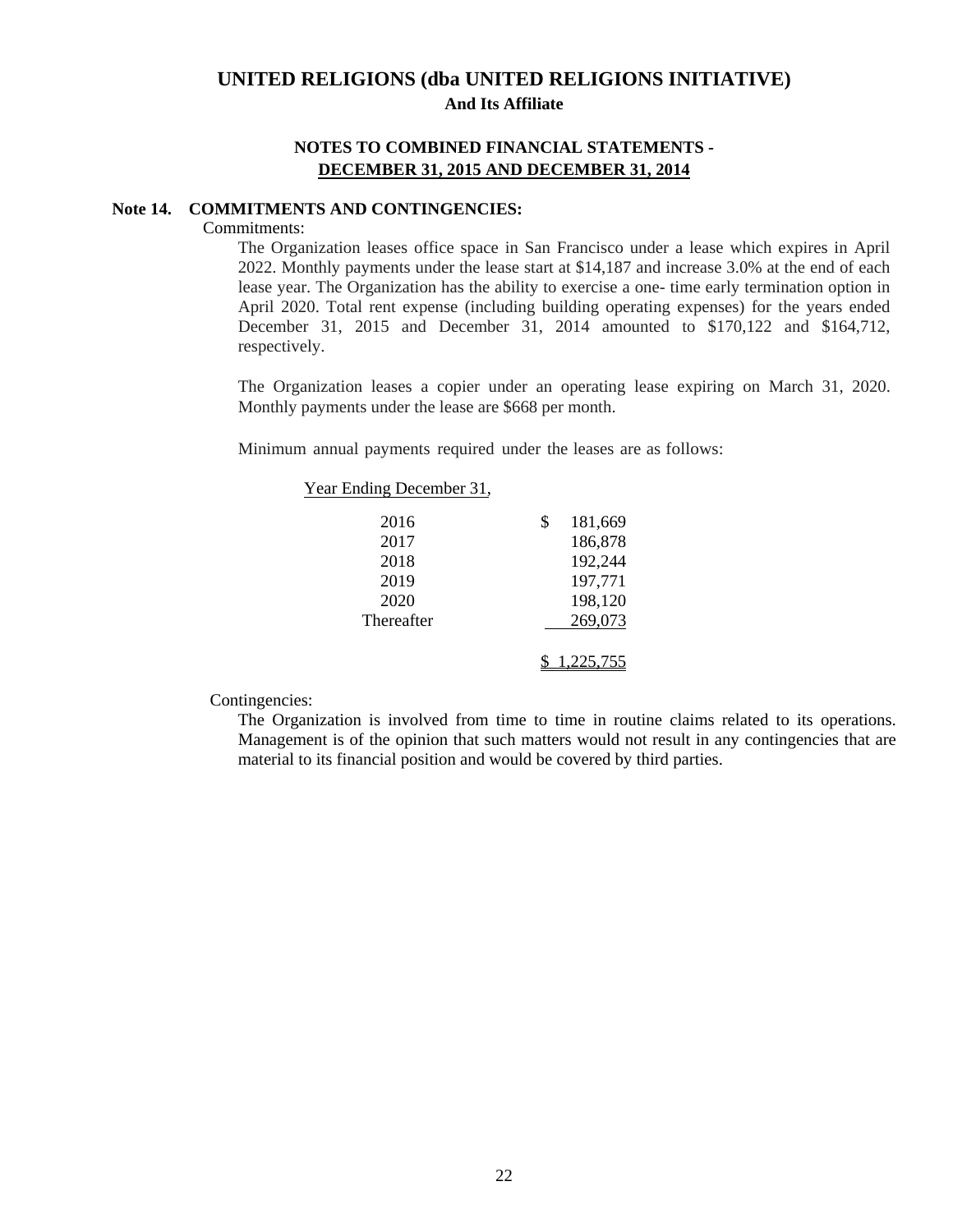# UNITED RELIGIONS (dba UNITED RELIGIONS INITIATIVE)

**And Its Affiliate**

**NOTES TO COMBINED FINANCIAL STATEMENTS - DECEMBER 31, 2015 AND DECEMBER 31, 2014**

## Note 14. COMMITMENTS AND CONTINGENCIES:

Commitments:

The Organization leases office space in San Francisco under a lease which expires in April 2022. Monthly payments under the lease start at $14,187 and increase 3.0% at the end of each lease year. The Organization has the ability to exercise a one- time early termination option in April 2020. Total rent expense (including building operating expenses) for the years ended December 31, 2015 and December 31, 2014 amounted to $170,122 and $164,712, respectively.

The Organization leases a copier under an operating lease expiring on March 31, 2020. Monthly payments under the lease are $668 per month.

Minimum annual payments required under the leases are as follows:

| Year Ending December 31, | |
|---|---|
| 2016 | $ 181,669 |
| 2017 | 186,878 |
| 2018 | 192,244 |
| 2019 | 197,771 |
| 2020 | 198,120 |
| Thereafter | 269,073 |
| | $ 1,225,755 |

Contingencies:

The Organization is involved from time to time in routine claims related to its operations. Management is of the opinion that such matters would not result in any contingencies that are material to its financial position and would be covered by third parties.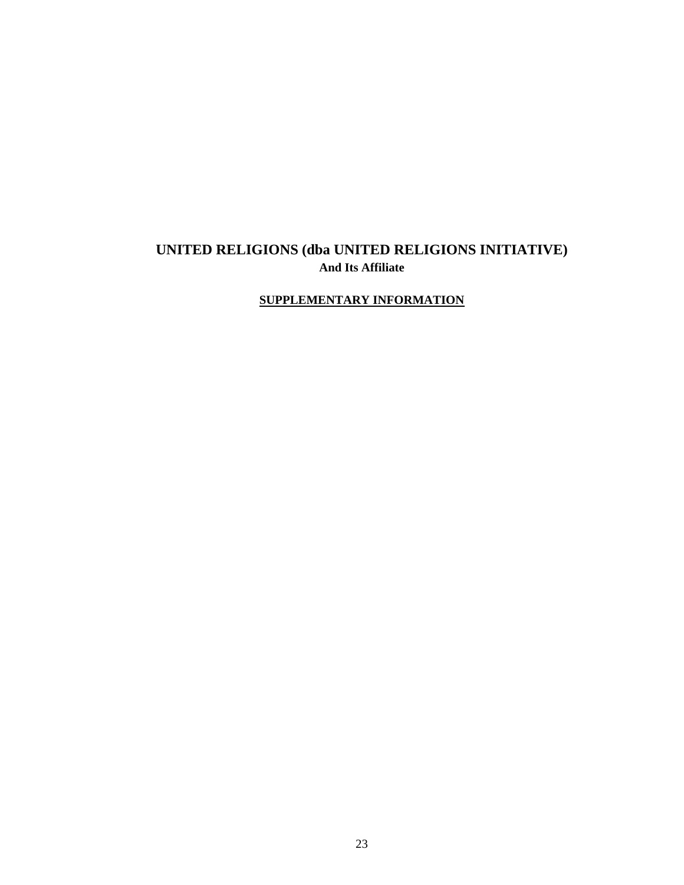# UNITED RELIGIONS (dba UNITED RELIGIONS INITIATIVE)

**And Its Affiliate**

**SUPPLEMENTARY INFORMATION**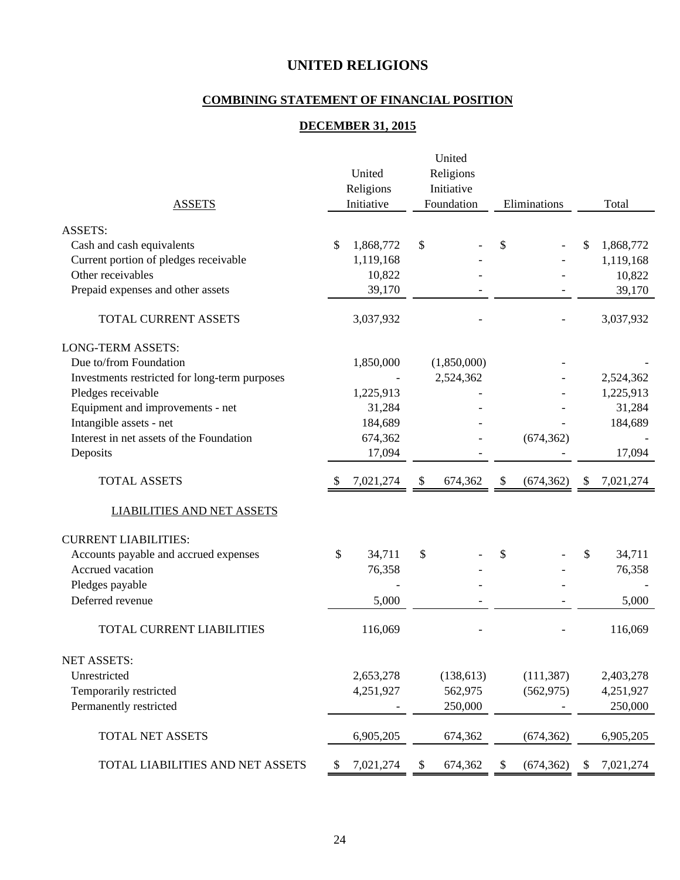# UNITED RELIGIONS

## COMBINING STATEMENT OF FINANCIAL POSITION

## DECEMBER 31, 2015

| ASSETS | United Religions Initiative | United Religions Initiative Foundation | Eliminations | Total |
|---|---|---|---|---|
| ASSETS: | | | | |
| Cash and cash equivalents | $ 1,868,772 | $ - | $ - | $ 1,868,772 |
| Current portion of pledges receivable | 1,119,168 | - | - | 1,119,168 |
| Other receivables | 10,822 | - | - | 10,822 |
| Prepaid expenses and other assets | 39,170 | - | - | 39,170 |
| TOTAL CURRENT ASSETS | 3,037,932 | - | - | 3,037,932 |
| LONG-TERM ASSETS: | | | | |
| Due to/from Foundation | 1,850,000 | (1,850,000) | - | - |
| Investments restricted for long-term purposes | - | 2,524,362 | - | 2,524,362 |
| Pledges receivable | 1,225,913 | - | - | 1,225,913 |
| Equipment and improvements - net | 31,284 | - | - | 31,284 |
| Intangible assets - net | 184,689 | - | - | 184,689 |
| Interest in net assets of the Foundation | 674,362 | - | (674,362) | - |
| Deposits | 17,094 | - | - | 17,094 |
| TOTAL ASSETS | $ 7,021,274 | $ 674,362 | $ (674,362) | $ 7,021,274 |
| LIABILITIES AND NET ASSETS | | | | |
| CURRENT LIABILITIES: | | | | |
| Accounts payable and accrued expenses | $ 34,711 | $ - | $ - | $ 34,711 |
| Accrued vacation | 76,358 | - | - | 76,358 |
| Pledges payable | - | - | - | - |
| Deferred revenue | 5,000 | - | - | 5,000 |
| TOTAL CURRENT LIABILITIES | 116,069 | - | - | 116,069 |
| NET ASSETS: | | | | |
| Unrestricted | 2,653,278 | (138,613) | (111,387) | 2,403,278 |
| Temporarily restricted | 4,251,927 | 562,975 | (562,975) | 4,251,927 |
| Permanently restricted | - | 250,000 | - | 250,000 |
| TOTAL NET ASSETS | 6,905,205 | 674,362 | (674,362) | 6,905,205 |
| TOTAL LIABILITIES AND NET ASSETS | $ 7,021,274 | $ 674,362 | $ (674,362) | $ 7,021,274 |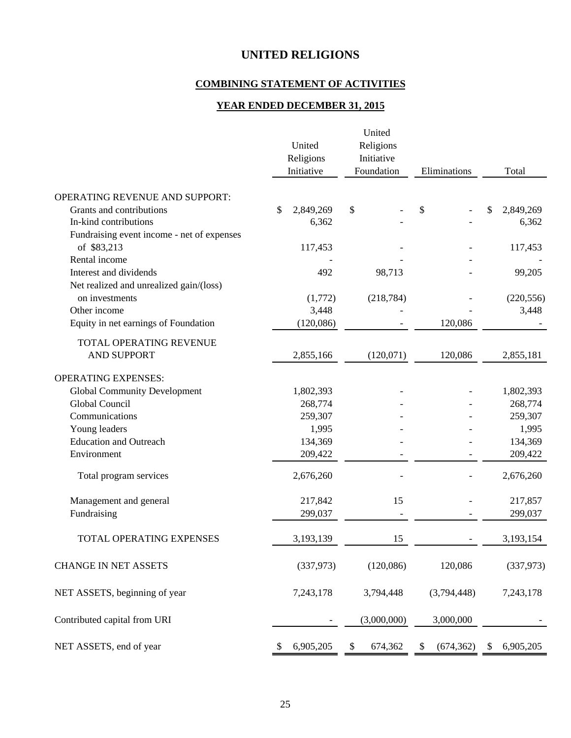# UNITED RELIGIONS

## COMBINING STATEMENT OF ACTIVITIES

## YEAR ENDED DECEMBER 31, 2015

| | United Religions Initiative | United Religions Initiative Foundation | Eliminations | Total |
|---|---|---|---|---|
| OPERATING REVENUE AND SUPPORT: | | | | |
| Grants and contributions | $ 2,849,269 | $ - | $ - | $ 2,849,269 |
| In-kind contributions | 6,362 | - | - | 6,362 |
| Fundraising event income - net of expenses of $83,213 | 117,453 | - | - | 117,453 |
| Rental income | - | - | - | - |
| Interest and dividends | 492 | 98,713 | - | 99,205 |
| Net realized and unrealized gain/(loss) on investments | (1,772) | (218,784) | - | (220,556) |
| Other income | 3,448 | - | - | 3,448 |
| Equity in net earnings of Foundation | (120,086) | - | 120,086 | - |
| TOTAL OPERATING REVENUE AND SUPPORT | 2,855,166 | (120,071) | 120,086 | 2,855,181 |
| OPERATING EXPENSES: | | | | |
| Global Community Development | 1,802,393 | - | - | 1,802,393 |
| Global Council | 268,774 | - | - | 268,774 |
| Communications | 259,307 | - | - | 259,307 |
| Young leaders | 1,995 | - | - | 1,995 |
| Education and Outreach | 134,369 | - | - | 134,369 |
| Environment | 209,422 | - | - | 209,422 |
| Total program services | 2,676,260 | - | - | 2,676,260 |
| Management and general | 217,842 | 15 | - | 217,857 |
| Fundraising | 299,037 | - | - | 299,037 |
| TOTAL OPERATING EXPENSES | 3,193,139 | 15 | - | 3,193,154 |
| CHANGE IN NET ASSETS | (337,973) | (120,086) | 120,086 | (337,973) |
| NET ASSETS, beginning of year | 7,243,178 | 3,794,448 | (3,794,448) | 7,243,178 |
| Contributed capital from URI | - | (3,000,000) | 3,000,000 | - |
| NET ASSETS, end of year | $ 6,905,205 | $ 674,362 | $ (674,362) | $ 6,905,205 |